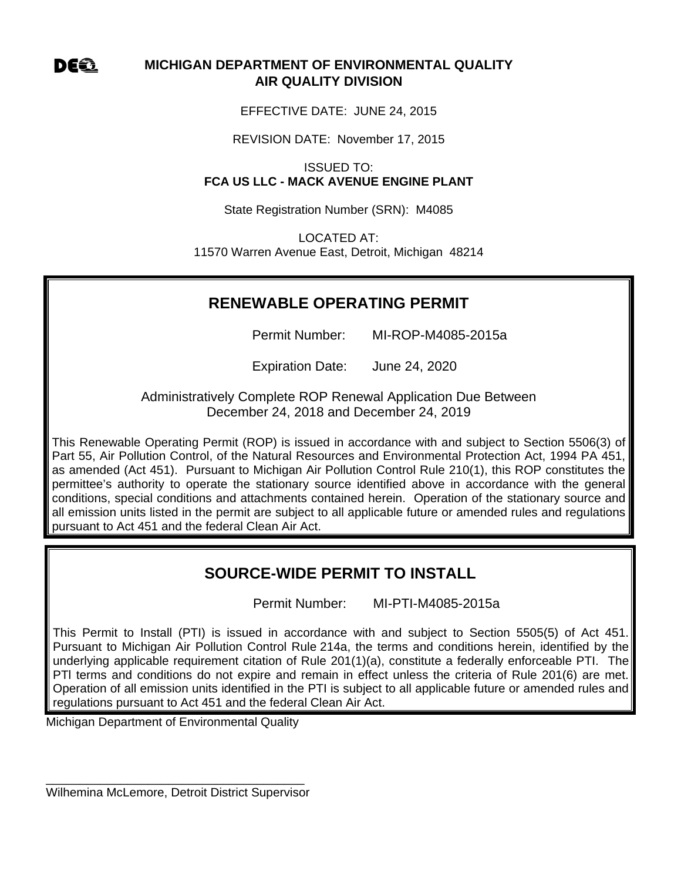DEQ

**MICHIGAN DEPARTMENT OF ENVIRONMENTAL QUALITY**
**AIR QUALITY DIVISION**

EFFECTIVE DATE: JUNE 24, 2015

REVISION DATE: November 17, 2015

ISSUED TO:
**FCA US LLC - MACK AVENUE ENGINE PLANT**

State Registration Number (SRN): M4085

LOCATED AT:
11570 Warren Avenue East, Detroit, Michigan 48214

## RENEWABLE OPERATING PERMIT

Permit Number: MI-ROP-M4085-2015a

Expiration Date: June 24, 2020

Administratively Complete ROP Renewal Application Due Between
December 24, 2018 and December 24, 2019

This Renewable Operating Permit (ROP) is issued in accordance with and subject to Section 5506(3) of Part 55, Air Pollution Control, of the Natural Resources and Environmental Protection Act, 1994 PA 451, as amended (Act 451). Pursuant to Michigan Air Pollution Control Rule 210(1), this ROP constitutes the permittee's authority to operate the stationary source identified above in accordance with the general conditions, special conditions and attachments contained herein. Operation of the stationary source and all emission units listed in the permit are subject to all applicable future or amended rules and regulations pursuant to Act 451 and the federal Clean Air Act.

## SOURCE-WIDE PERMIT TO INSTALL

Permit Number: MI-PTI-M4085-2015a

This Permit to Install (PTI) is issued in accordance with and subject to Section 5505(5) of Act 451. Pursuant to Michigan Air Pollution Control Rule 214a, the terms and conditions herein, identified by the underlying applicable requirement citation of Rule 201(1)(a), constitute a federally enforceable PTI. The PTI terms and conditions do not expire and remain in effect unless the criteria of Rule 201(6) are met. Operation of all emission units identified in the PTI is subject to all applicable future or amended rules and regulations pursuant to Act 451 and the federal Clean Air Act.

Michigan Department of Environmental Quality

\_\_\_\_\_\_\_\_\_\_\_\_\_\_\_\_\_\_\_\_\_\_\_\_\_\_\_\_\_\_\_\_\_\_\_\_\_\_\_\_
Wilhemina McLemore, Detroit District Supervisor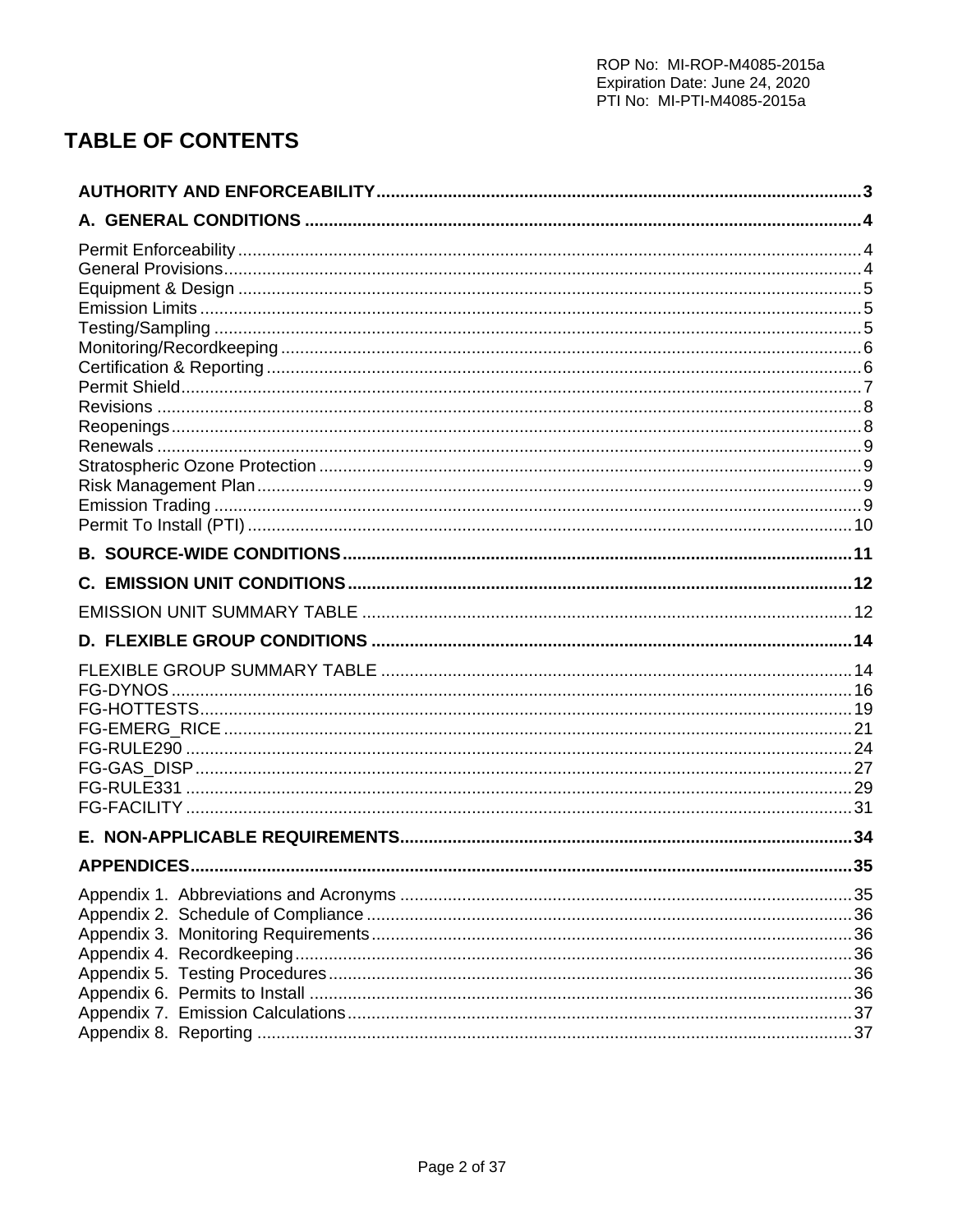# TABLE OF CONTENTS

**AUTHORITY AND ENFORCEABILITY** .......... 3

**A. GENERAL CONDITIONS** .......... 4

Permit Enforceability .......... 4
General Provisions .......... 4
Equipment & Design .......... 5
Emission Limits .......... 5
Testing/Sampling .......... 5
Monitoring/Recordkeeping .......... 6
Certification & Reporting .......... 6
Permit Shield .......... 7
Revisions .......... 8
Reopenings .......... 8
Renewals .......... 9
Stratospheric Ozone Protection .......... 9
Risk Management Plan .......... 9
Emission Trading .......... 9
Permit To Install (PTI) .......... 10

**B. SOURCE-WIDE CONDITIONS** .......... 11

**C. EMISSION UNIT CONDITIONS** .......... 12

EMISSION UNIT SUMMARY TABLE .......... 12

**D. FLEXIBLE GROUP CONDITIONS** .......... 14

FLEXIBLE GROUP SUMMARY TABLE .......... 14
FG-DYNOS .......... 16
FG-HOTTESTS .......... 19
FG-EMERG_RICE .......... 21
FG-RULE290 .......... 24
FG-GAS_DISP .......... 27
FG-RULE331 .......... 29
FG-FACILITY .......... 31

**E. NON-APPLICABLE REQUIREMENTS** .......... 34

**APPENDICES** .......... 35

Appendix 1. Abbreviations and Acronyms .......... 35
Appendix 2. Schedule of Compliance .......... 36
Appendix 3. Monitoring Requirements .......... 36
Appendix 4. Recordkeeping .......... 36
Appendix 5. Testing Procedures .......... 36
Appendix 6. Permits to Install .......... 36
Appendix 7. Emission Calculations .......... 37
Appendix 8. Reporting .......... 37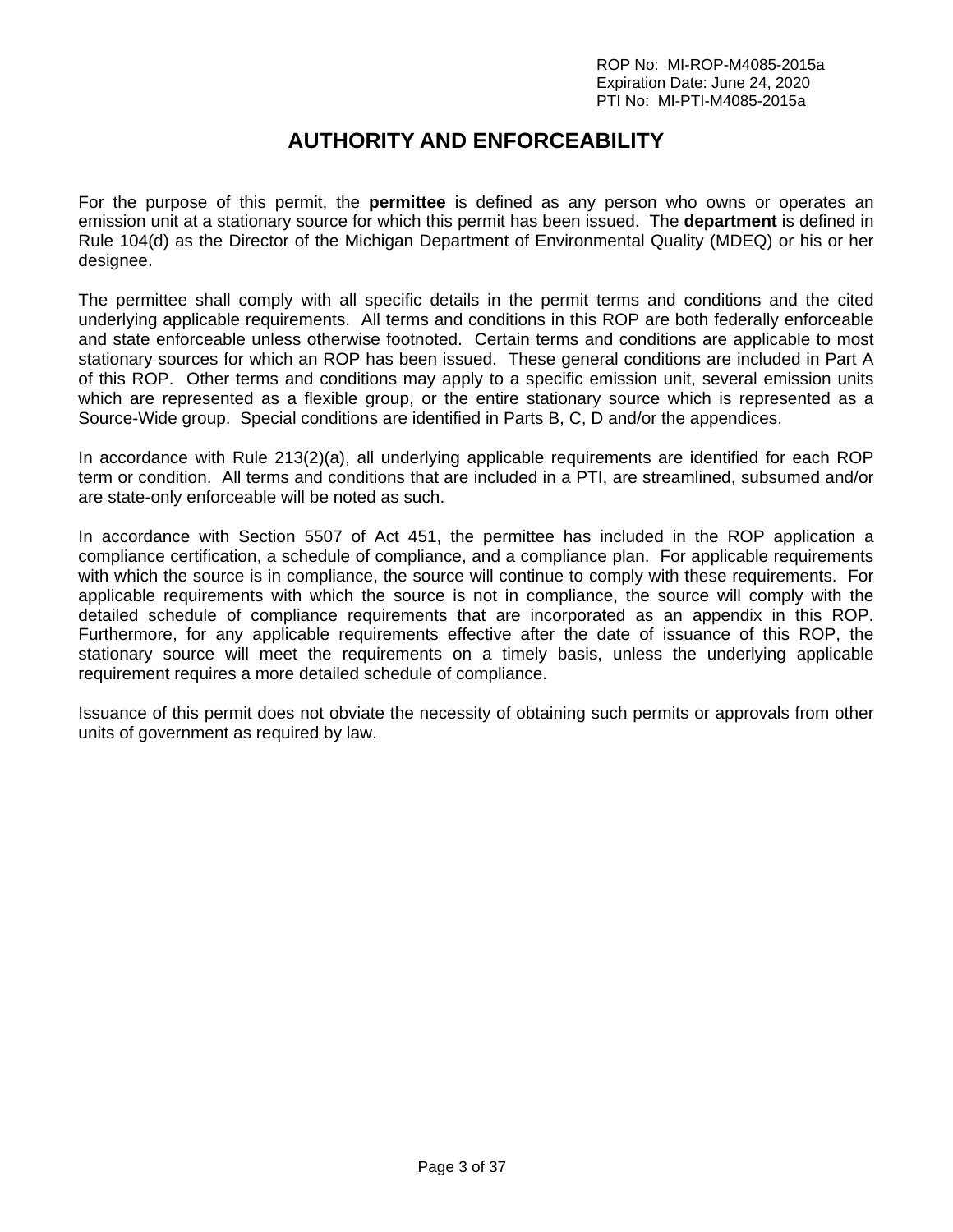# AUTHORITY AND ENFORCEABILITY

For the purpose of this permit, the **permittee** is defined as any person who owns or operates an emission unit at a stationary source for which this permit has been issued. The **department** is defined in Rule 104(d) as the Director of the Michigan Department of Environmental Quality (MDEQ) or his or her designee.

The permittee shall comply with all specific details in the permit terms and conditions and the cited underlying applicable requirements. All terms and conditions in this ROP are both federally enforceable and state enforceable unless otherwise footnoted. Certain terms and conditions are applicable to most stationary sources for which an ROP has been issued. These general conditions are included in Part A of this ROP. Other terms and conditions may apply to a specific emission unit, several emission units which are represented as a flexible group, or the entire stationary source which is represented as a Source-Wide group. Special conditions are identified in Parts B, C, D and/or the appendices.

In accordance with Rule 213(2)(a), all underlying applicable requirements are identified for each ROP term or condition. All terms and conditions that are included in a PTI, are streamlined, subsumed and/or are state-only enforceable will be noted as such.

In accordance with Section 5507 of Act 451, the permittee has included in the ROP application a compliance certification, a schedule of compliance, and a compliance plan. For applicable requirements with which the source is in compliance, the source will continue to comply with these requirements. For applicable requirements with which the source is not in compliance, the source will comply with the detailed schedule of compliance requirements that are incorporated as an appendix in this ROP. Furthermore, for any applicable requirements effective after the date of issuance of this ROP, the stationary source will meet the requirements on a timely basis, unless the underlying applicable requirement requires a more detailed schedule of compliance.

Issuance of this permit does not obviate the necessity of obtaining such permits or approvals from other units of government as required by law.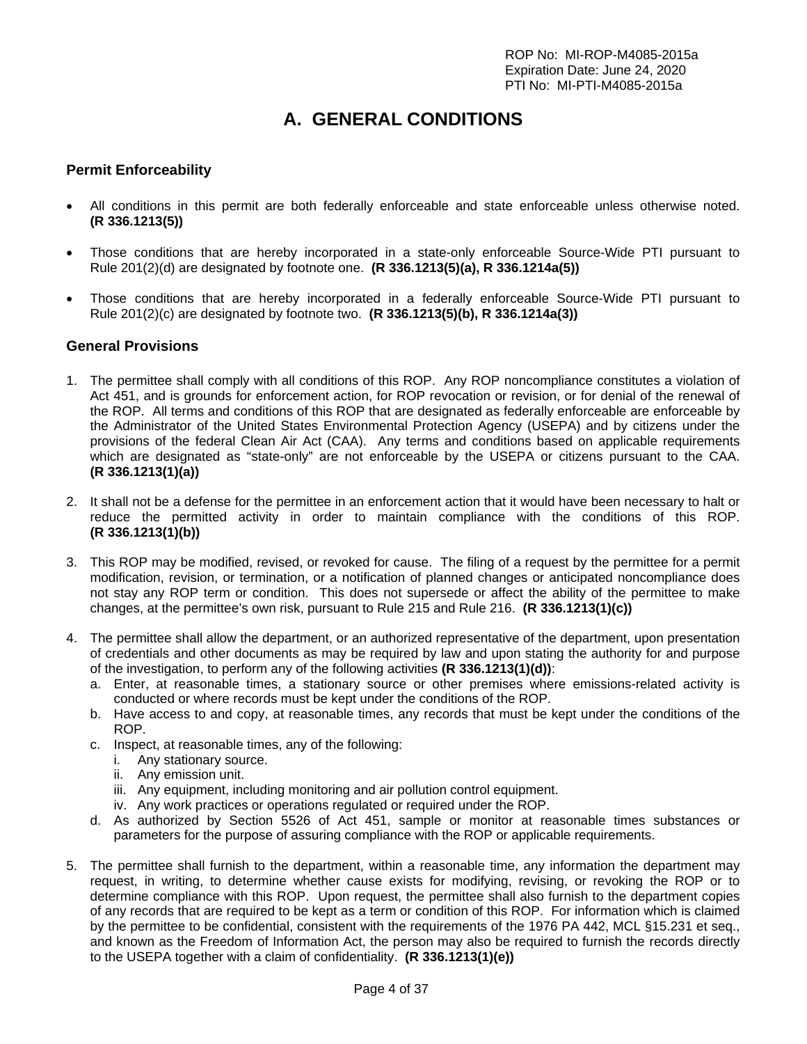ROP No: MI-ROP-M4085-2015a
Expiration Date: June 24, 2020
PTI No: MI-PTI-M4085-2015a

# A. GENERAL CONDITIONS

## Permit Enforceability

- All conditions in this permit are both federally enforceable and state enforceable unless otherwise noted. **(R 336.1213(5))**
- Those conditions that are hereby incorporated in a state-only enforceable Source-Wide PTI pursuant to Rule 201(2)(d) are designated by footnote one. **(R 336.1213(5)(a), R 336.1214a(5))**
- Those conditions that are hereby incorporated in a federally enforceable Source-Wide PTI pursuant to Rule 201(2)(c) are designated by footnote two. **(R 336.1213(5)(b), R 336.1214a(3))**

## General Provisions

1. The permittee shall comply with all conditions of this ROP. Any ROP noncompliance constitutes a violation of Act 451, and is grounds for enforcement action, for ROP revocation or revision, or for denial of the renewal of the ROP. All terms and conditions of this ROP that are designated as federally enforceable are enforceable by the Administrator of the United States Environmental Protection Agency (USEPA) and by citizens under the provisions of the federal Clean Air Act (CAA). Any terms and conditions based on applicable requirements which are designated as "state-only" are not enforceable by the USEPA or citizens pursuant to the CAA. **(R 336.1213(1)(a))**

2. It shall not be a defense for the permittee in an enforcement action that it would have been necessary to halt or reduce the permitted activity in order to maintain compliance with the conditions of this ROP. **(R 336.1213(1)(b))**

3. This ROP may be modified, revised, or revoked for cause. The filing of a request by the permittee for a permit modification, revision, or termination, or a notification of planned changes or anticipated noncompliance does not stay any ROP term or condition. This does not supersede or affect the ability of the permittee to make changes, at the permittee's own risk, pursuant to Rule 215 and Rule 216. **(R 336.1213(1)(c))**

4. The permittee shall allow the department, or an authorized representative of the department, upon presentation of credentials and other documents as may be required by law and upon stating the authority for and purpose of the investigation, to perform any of the following activities **(R 336.1213(1)(d))**:
   a. Enter, at reasonable times, a stationary source or other premises where emissions-related activity is conducted or where records must be kept under the conditions of the ROP.
   b. Have access to and copy, at reasonable times, any records that must be kept under the conditions of the ROP.
   c. Inspect, at reasonable times, any of the following:
      i. Any stationary source.
      ii. Any emission unit.
      iii. Any equipment, including monitoring and air pollution control equipment.
      iv. Any work practices or operations regulated or required under the ROP.
   d. As authorized by Section 5526 of Act 451, sample or monitor at reasonable times substances or parameters for the purpose of assuring compliance with the ROP or applicable requirements.

5. The permittee shall furnish to the department, within a reasonable time, any information the department may request, in writing, to determine whether cause exists for modifying, revising, or revoking the ROP or to determine compliance with this ROP. Upon request, the permittee shall also furnish to the department copies of any records that are required to be kept as a term or condition of this ROP. For information which is claimed by the permittee to be confidential, consistent with the requirements of the 1976 PA 442, MCL §15.231 et seq., and known as the Freedom of Information Act, the person may also be required to furnish the records directly to the USEPA together with a claim of confidentiality. **(R 336.1213(1)(e))**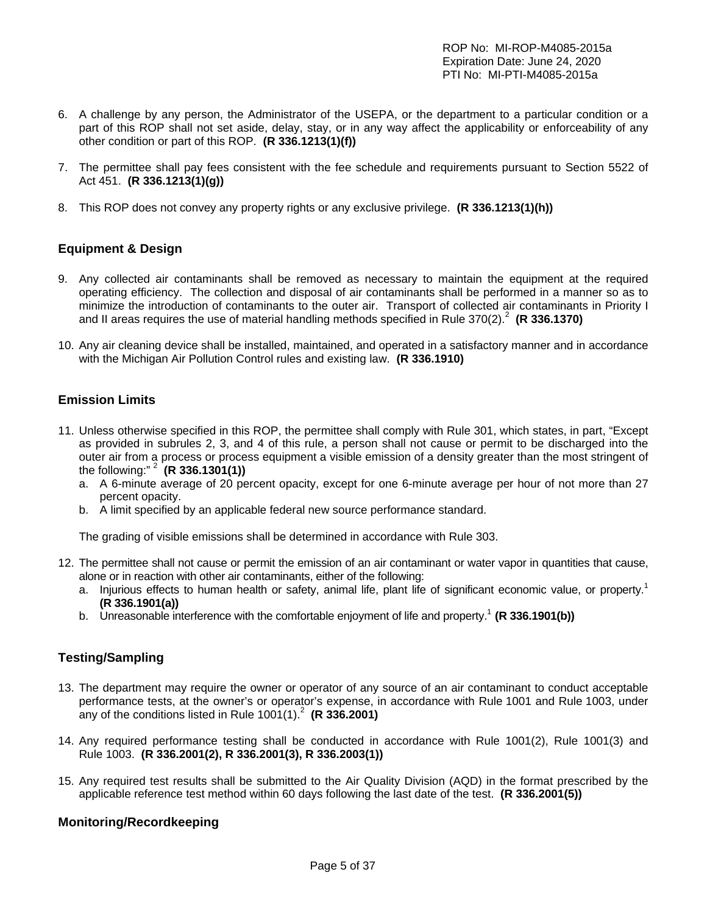6. A challenge by any person, the Administrator of the USEPA, or the department to a particular condition or a part of this ROP shall not set aside, delay, stay, or in any way affect the applicability or enforceability of any other condition or part of this ROP. **(R 336.1213(1)(f))**

7. The permittee shall pay fees consistent with the fee schedule and requirements pursuant to Section 5522 of Act 451. **(R 336.1213(1)(g))**

8. This ROP does not convey any property rights or any exclusive privilege. **(R 336.1213(1)(h))**

## Equipment & Design

9. Any collected air contaminants shall be removed as necessary to maintain the equipment at the required operating efficiency. The collection and disposal of air contaminants shall be performed in a manner so as to minimize the introduction of contaminants to the outer air. Transport of collected air contaminants in Priority I and II areas requires the use of material handling methods specified in Rule 370(2).[2] **(R 336.1370)**

10. Any air cleaning device shall be installed, maintained, and operated in a satisfactory manner and in accordance with the Michigan Air Pollution Control rules and existing law. **(R 336.1910)**

## Emission Limits

11. Unless otherwise specified in this ROP, the permittee shall comply with Rule 301, which states, in part, "Except as provided in subrules 2, 3, and 4 of this rule, a person shall not cause or permit to be discharged into the outer air from a process or process equipment a visible emission of a density greater than the most stringent of the following:" [2] **(R 336.1301(1))**
    a. A 6-minute average of 20 percent opacity, except for one 6-minute average per hour of not more than 27 percent opacity.
    b. A limit specified by an applicable federal new source performance standard.

    The grading of visible emissions shall be determined in accordance with Rule 303.

12. The permittee shall not cause or permit the emission of an air contaminant or water vapor in quantities that cause, alone or in reaction with other air contaminants, either of the following:
    a. Injurious effects to human health or safety, animal life, plant life of significant economic value, or property.[1] **(R 336.1901(a))**
    b. Unreasonable interference with the comfortable enjoyment of life and property.[1] **(R 336.1901(b))**

## Testing/Sampling

13. The department may require the owner or operator of any source of an air contaminant to conduct acceptable performance tests, at the owner's or operator's expense, in accordance with Rule 1001 and Rule 1003, under any of the conditions listed in Rule 1001(1).[2] **(R 336.2001)**

14. Any required performance testing shall be conducted in accordance with Rule 1001(2), Rule 1001(3) and Rule 1003. **(R 336.2001(2), R 336.2001(3), R 336.2003(1))**

15. Any required test results shall be submitted to the Air Quality Division (AQD) in the format prescribed by the applicable reference test method within 60 days following the last date of the test. **(R 336.2001(5))**

## Monitoring/Recordkeeping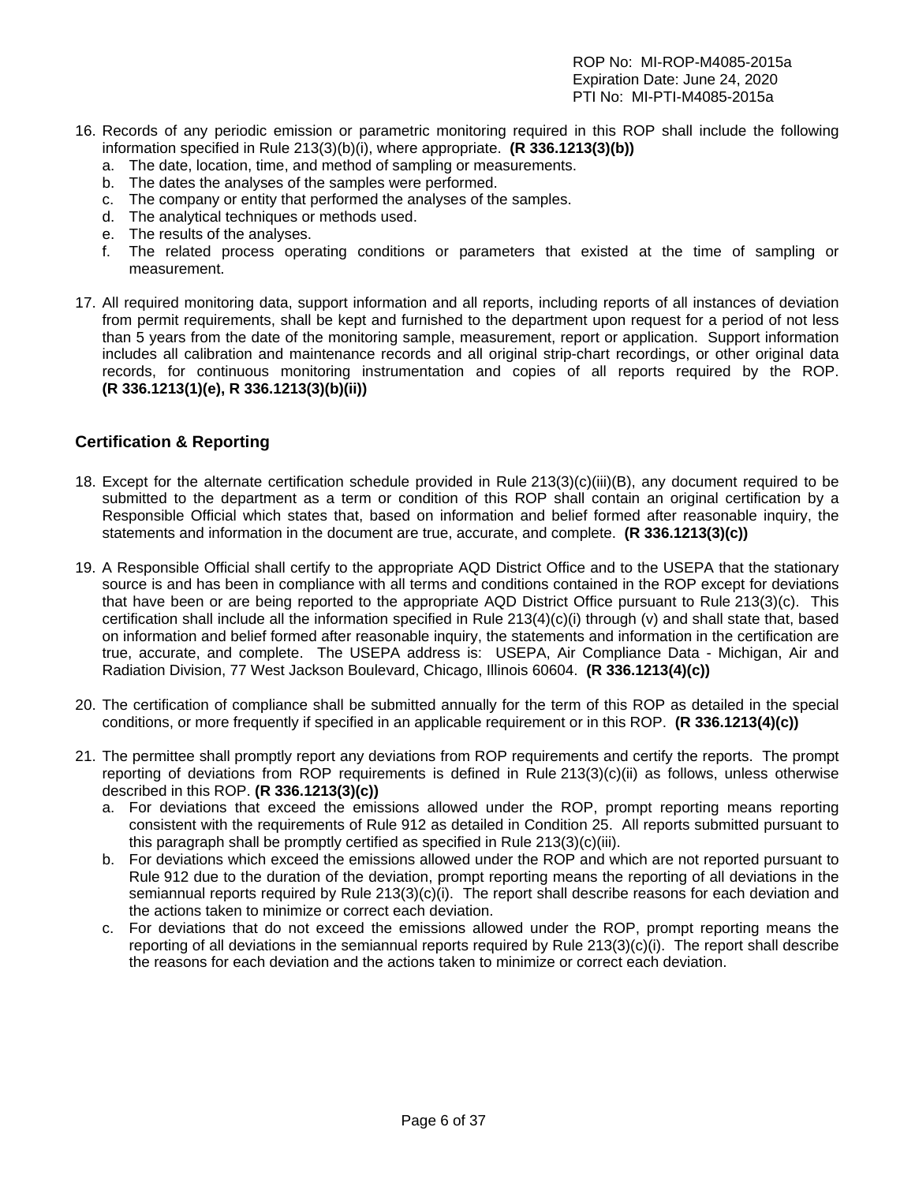16. Records of any periodic emission or parametric monitoring required in this ROP shall include the following information specified in Rule 213(3)(b)(i), where appropriate. **(R 336.1213(3)(b))**
    a. The date, location, time, and method of sampling or measurements.
    b. The dates the analyses of the samples were performed.
    c. The company or entity that performed the analyses of the samples.
    d. The analytical techniques or methods used.
    e. The results of the analyses.
    f. The related process operating conditions or parameters that existed at the time of sampling or measurement.

17. All required monitoring data, support information and all reports, including reports of all instances of deviation from permit requirements, shall be kept and furnished to the department upon request for a period of not less than 5 years from the date of the monitoring sample, measurement, report or application. Support information includes all calibration and maintenance records and all original strip-chart recordings, or other original data records, for continuous monitoring instrumentation and copies of all reports required by the ROP. **(R 336.1213(1)(e), R 336.1213(3)(b)(ii))**

## Certification & Reporting

18. Except for the alternate certification schedule provided in Rule 213(3)(c)(iii)(B), any document required to be submitted to the department as a term or condition of this ROP shall contain an original certification by a Responsible Official which states that, based on information and belief formed after reasonable inquiry, the statements and information in the document are true, accurate, and complete. **(R 336.1213(3)(c))**

19. A Responsible Official shall certify to the appropriate AQD District Office and to the USEPA that the stationary source is and has been in compliance with all terms and conditions contained in the ROP except for deviations that have been or are being reported to the appropriate AQD District Office pursuant to Rule 213(3)(c). This certification shall include all the information specified in Rule 213(4)(c)(i) through (v) and shall state that, based on information and belief formed after reasonable inquiry, the statements and information in the certification are true, accurate, and complete. The USEPA address is: USEPA, Air Compliance Data - Michigan, Air and Radiation Division, 77 West Jackson Boulevard, Chicago, Illinois 60604. **(R 336.1213(4)(c))**

20. The certification of compliance shall be submitted annually for the term of this ROP as detailed in the special conditions, or more frequently if specified in an applicable requirement or in this ROP. **(R 336.1213(4)(c))**

21. The permittee shall promptly report any deviations from ROP requirements and certify the reports. The prompt reporting of deviations from ROP requirements is defined in Rule 213(3)(c)(ii) as follows, unless otherwise described in this ROP. **(R 336.1213(3)(c))**
    a. For deviations that exceed the emissions allowed under the ROP, prompt reporting means reporting consistent with the requirements of Rule 912 as detailed in Condition 25. All reports submitted pursuant to this paragraph shall be promptly certified as specified in Rule 213(3)(c)(iii).
    b. For deviations which exceed the emissions allowed under the ROP and which are not reported pursuant to Rule 912 due to the duration of the deviation, prompt reporting means the reporting of all deviations in the semiannual reports required by Rule 213(3)(c)(i). The report shall describe reasons for each deviation and the actions taken to minimize or correct each deviation.
    c. For deviations that do not exceed the emissions allowed under the ROP, prompt reporting means the reporting of all deviations in the semiannual reports required by Rule 213(3)(c)(i). The report shall describe the reasons for each deviation and the actions taken to minimize or correct each deviation.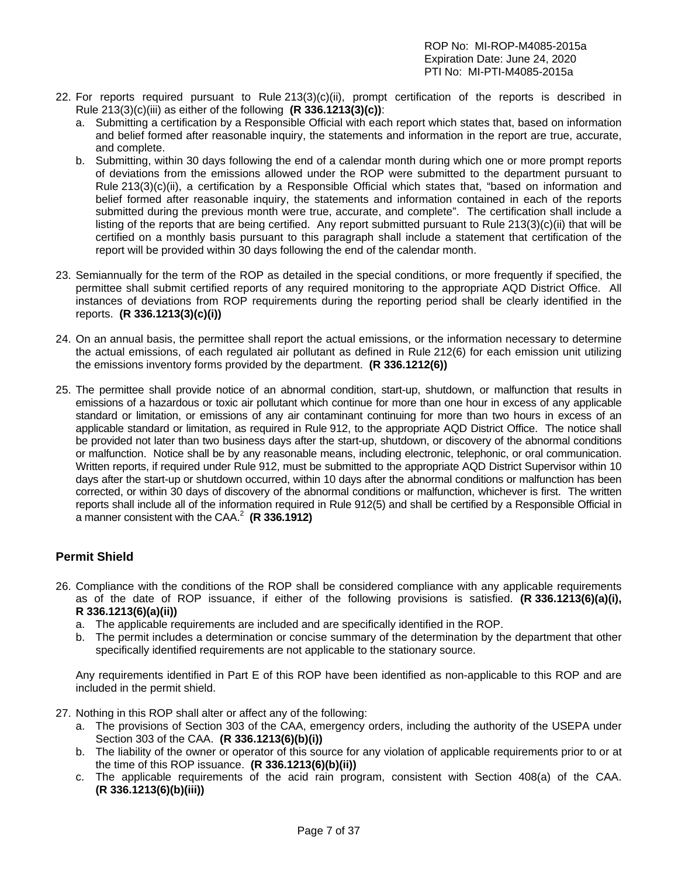22. For reports required pursuant to Rule 213(3)(c)(ii), prompt certification of the reports is described in Rule 213(3)(c)(iii) as either of the following **(R 336.1213(3)(c))**:
    a. Submitting a certification by a Responsible Official with each report which states that, based on information and belief formed after reasonable inquiry, the statements and information in the report are true, accurate, and complete.
    b. Submitting, within 30 days following the end of a calendar month during which one or more prompt reports of deviations from the emissions allowed under the ROP were submitted to the department pursuant to Rule 213(3)(c)(ii), a certification by a Responsible Official which states that, "based on information and belief formed after reasonable inquiry, the statements and information contained in each of the reports submitted during the previous month were true, accurate, and complete". The certification shall include a listing of the reports that are being certified. Any report submitted pursuant to Rule 213(3)(c)(ii) that will be certified on a monthly basis pursuant to this paragraph shall include a statement that certification of the report will be provided within 30 days following the end of the calendar month.

23. Semiannually for the term of the ROP as detailed in the special conditions, or more frequently if specified, the permittee shall submit certified reports of any required monitoring to the appropriate AQD District Office. All instances of deviations from ROP requirements during the reporting period shall be clearly identified in the reports. **(R 336.1213(3)(c)(i))**

24. On an annual basis, the permittee shall report the actual emissions, or the information necessary to determine the actual emissions, of each regulated air pollutant as defined in Rule 212(6) for each emission unit utilizing the emissions inventory forms provided by the department. **(R 336.1212(6))**

25. The permittee shall provide notice of an abnormal condition, start-up, shutdown, or malfunction that results in emissions of a hazardous or toxic air pollutant which continue for more than one hour in excess of any applicable standard or limitation, or emissions of any air contaminant continuing for more than two hours in excess of an applicable standard or limitation, as required in Rule 912, to the appropriate AQD District Office. The notice shall be provided not later than two business days after the start-up, shutdown, or discovery of the abnormal conditions or malfunction. Notice shall be by any reasonable means, including electronic, telephonic, or oral communication. Written reports, if required under Rule 912, must be submitted to the appropriate AQD District Supervisor within 10 days after the start-up or shutdown occurred, within 10 days after the abnormal conditions or malfunction has been corrected, or within 30 days of discovery of the abnormal conditions or malfunction, whichever is first. The written reports shall include all of the information required in Rule 912(5) and shall be certified by a Responsible Official in a manner consistent with the CAA.[2] **(R 336.1912)**

## Permit Shield

26. Compliance with the conditions of the ROP shall be considered compliance with any applicable requirements as of the date of ROP issuance, if either of the following provisions is satisfied. **(R 336.1213(6)(a)(i), R 336.1213(6)(a)(ii))**
    a. The applicable requirements are included and are specifically identified in the ROP.
    b. The permit includes a determination or concise summary of the determination by the department that other specifically identified requirements are not applicable to the stationary source.

    Any requirements identified in Part E of this ROP have been identified as non-applicable to this ROP and are included in the permit shield.

27. Nothing in this ROP shall alter or affect any of the following:
    a. The provisions of Section 303 of the CAA, emergency orders, including the authority of the USEPA under Section 303 of the CAA. **(R 336.1213(6)(b)(i))**
    b. The liability of the owner or operator of this source for any violation of applicable requirements prior to or at the time of this ROP issuance. **(R 336.1213(6)(b)(ii))**
    c. The applicable requirements of the acid rain program, consistent with Section 408(a) of the CAA. **(R 336.1213(6)(b)(iii))**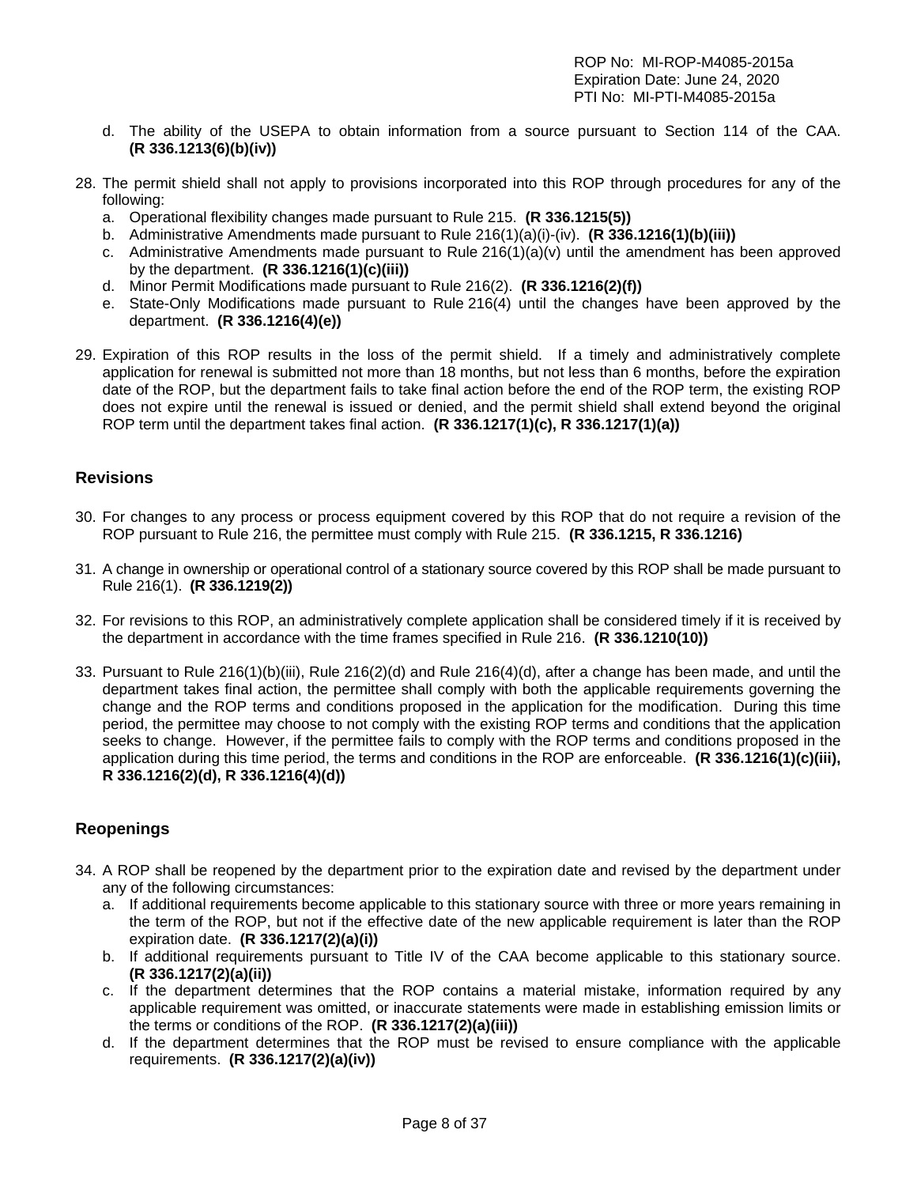d. The ability of the USEPA to obtain information from a source pursuant to Section 114 of the CAA. **(R 336.1213(6)(b)(iv))**

28. The permit shield shall not apply to provisions incorporated into this ROP through procedures for any of the following:
    a. Operational flexibility changes made pursuant to Rule 215. **(R 336.1215(5))**
    b. Administrative Amendments made pursuant to Rule 216(1)(a)(i)-(iv). **(R 336.1216(1)(b)(iii))**
    c. Administrative Amendments made pursuant to Rule 216(1)(a)(v) until the amendment has been approved by the department. **(R 336.1216(1)(c)(iii))**
    d. Minor Permit Modifications made pursuant to Rule 216(2). **(R 336.1216(2)(f))**
    e. State-Only Modifications made pursuant to Rule 216(4) until the changes have been approved by the department. **(R 336.1216(4)(e))**

29. Expiration of this ROP results in the loss of the permit shield. If a timely and administratively complete application for renewal is submitted not more than 18 months, but not less than 6 months, before the expiration date of the ROP, but the department fails to take final action before the end of the ROP term, the existing ROP does not expire until the renewal is issued or denied, and the permit shield shall extend beyond the original ROP term until the department takes final action. **(R 336.1217(1)(c), R 336.1217(1)(a))**

## Revisions

30. For changes to any process or process equipment covered by this ROP that do not require a revision of the ROP pursuant to Rule 216, the permittee must comply with Rule 215. **(R 336.1215, R 336.1216)**

31. A change in ownership or operational control of a stationary source covered by this ROP shall be made pursuant to Rule 216(1). **(R 336.1219(2))**

32. For revisions to this ROP, an administratively complete application shall be considered timely if it is received by the department in accordance with the time frames specified in Rule 216. **(R 336.1210(10))**

33. Pursuant to Rule 216(1)(b)(iii), Rule 216(2)(d) and Rule 216(4)(d), after a change has been made, and until the department takes final action, the permittee shall comply with both the applicable requirements governing the change and the ROP terms and conditions proposed in the application for the modification. During this time period, the permittee may choose to not comply with the existing ROP terms and conditions that the application seeks to change. However, if the permittee fails to comply with the ROP terms and conditions proposed in the application during this time period, the terms and conditions in the ROP are enforceable. **(R 336.1216(1)(c)(iii), R 336.1216(2)(d), R 336.1216(4)(d))**

## Reopenings

34. A ROP shall be reopened by the department prior to the expiration date and revised by the department under any of the following circumstances:
    a. If additional requirements become applicable to this stationary source with three or more years remaining in the term of the ROP, but not if the effective date of the new applicable requirement is later than the ROP expiration date. **(R 336.1217(2)(a)(i))**
    b. If additional requirements pursuant to Title IV of the CAA become applicable to this stationary source. **(R 336.1217(2)(a)(ii))**
    c. If the department determines that the ROP contains a material mistake, information required by any applicable requirement was omitted, or inaccurate statements were made in establishing emission limits or the terms or conditions of the ROP. **(R 336.1217(2)(a)(iii))**
    d. If the department determines that the ROP must be revised to ensure compliance with the applicable requirements. **(R 336.1217(2)(a)(iv))**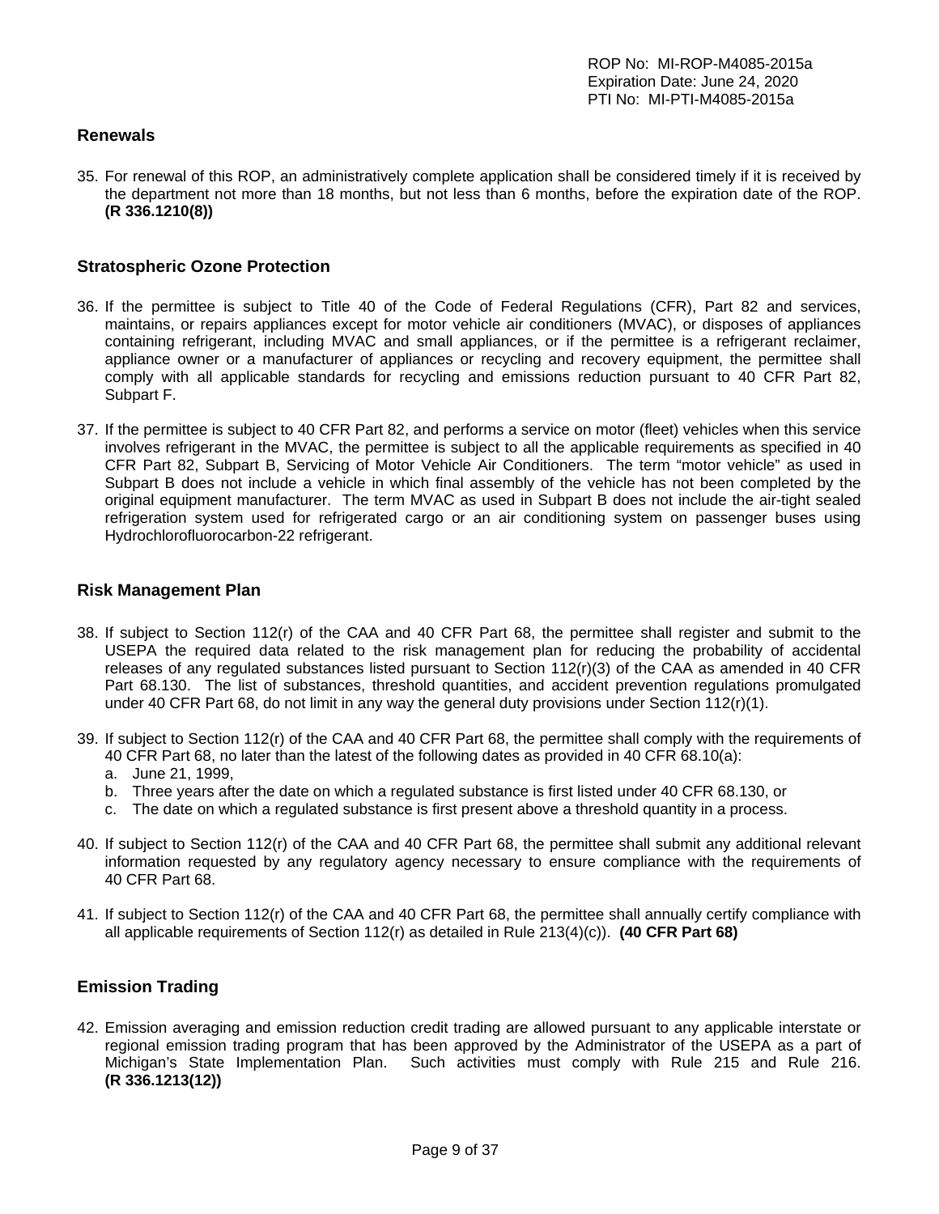## Renewals

35. For renewal of this ROP, an administratively complete application shall be considered timely if it is received by the department not more than 18 months, but not less than 6 months, before the expiration date of the ROP. **(R 336.1210(8))**

## Stratospheric Ozone Protection

36. If the permittee is subject to Title 40 of the Code of Federal Regulations (CFR), Part 82 and services, maintains, or repairs appliances except for motor vehicle air conditioners (MVAC), or disposes of appliances containing refrigerant, including MVAC and small appliances, or if the permittee is a refrigerant reclaimer, appliance owner or a manufacturer of appliances or recycling and recovery equipment, the permittee shall comply with all applicable standards for recycling and emissions reduction pursuant to 40 CFR Part 82, Subpart F.

37. If the permittee is subject to 40 CFR Part 82, and performs a service on motor (fleet) vehicles when this service involves refrigerant in the MVAC, the permittee is subject to all the applicable requirements as specified in 40 CFR Part 82, Subpart B, Servicing of Motor Vehicle Air Conditioners. The term "motor vehicle" as used in Subpart B does not include a vehicle in which final assembly of the vehicle has not been completed by the original equipment manufacturer. The term MVAC as used in Subpart B does not include the air-tight sealed refrigeration system used for refrigerated cargo or an air conditioning system on passenger buses using Hydrochlorofluorocarbon-22 refrigerant.

## Risk Management Plan

38. If subject to Section 112(r) of the CAA and 40 CFR Part 68, the permittee shall register and submit to the USEPA the required data related to the risk management plan for reducing the probability of accidental releases of any regulated substances listed pursuant to Section 112(r)(3) of the CAA as amended in 40 CFR Part 68.130. The list of substances, threshold quantities, and accident prevention regulations promulgated under 40 CFR Part 68, do not limit in any way the general duty provisions under Section 112(r)(1).

39. If subject to Section 112(r) of the CAA and 40 CFR Part 68, the permittee shall comply with the requirements of 40 CFR Part 68, no later than the latest of the following dates as provided in 40 CFR 68.10(a):
    a. June 21, 1999,
    b. Three years after the date on which a regulated substance is first listed under 40 CFR 68.130, or
    c. The date on which a regulated substance is first present above a threshold quantity in a process.

40. If subject to Section 112(r) of the CAA and 40 CFR Part 68, the permittee shall submit any additional relevant information requested by any regulatory agency necessary to ensure compliance with the requirements of 40 CFR Part 68.

41. If subject to Section 112(r) of the CAA and 40 CFR Part 68, the permittee shall annually certify compliance with all applicable requirements of Section 112(r) as detailed in Rule 213(4)(c)). **(40 CFR Part 68)**

## Emission Trading

42. Emission averaging and emission reduction credit trading are allowed pursuant to any applicable interstate or regional emission trading program that has been approved by the Administrator of the USEPA as a part of Michigan's State Implementation Plan. Such activities must comply with Rule 215 and Rule 216. **(R 336.1213(12))**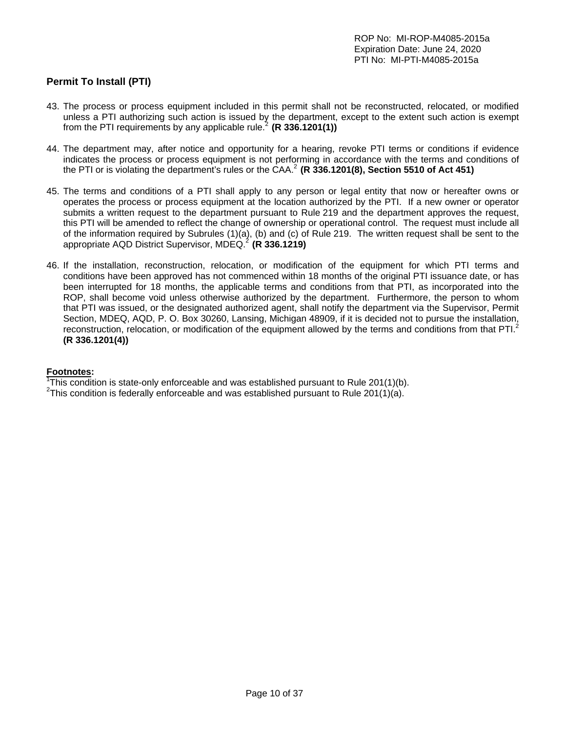## Permit To Install (PTI)

43. The process or process equipment included in this permit shall not be reconstructed, relocated, or modified unless a PTI authorizing such action is issued by the department, except to the extent such action is exempt from the PTI requirements by any applicable rule.[2] **(R 336.1201(1))**

44. The department may, after notice and opportunity for a hearing, revoke PTI terms or conditions if evidence indicates the process or process equipment is not performing in accordance with the terms and conditions of the PTI or is violating the department's rules or the CAA.[2] **(R 336.1201(8), Section 5510 of Act 451)**

45. The terms and conditions of a PTI shall apply to any person or legal entity that now or hereafter owns or operates the process or process equipment at the location authorized by the PTI. If a new owner or operator submits a written request to the department pursuant to Rule 219 and the department approves the request, this PTI will be amended to reflect the change of ownership or operational control. The request must include all of the information required by Subrules (1)(a), (b) and (c) of Rule 219. The written request shall be sent to the appropriate AQD District Supervisor, MDEQ.[2] **(R 336.1219)**

46. If the installation, reconstruction, relocation, or modification of the equipment for which PTI terms and conditions have been approved has not commenced within 18 months of the original PTI issuance date, or has been interrupted for 18 months, the applicable terms and conditions from that PTI, as incorporated into the ROP, shall become void unless otherwise authorized by the department. Furthermore, the person to whom that PTI was issued, or the designated authorized agent, shall notify the department via the Supervisor, Permit Section, MDEQ, AQD, P. O. Box 30260, Lansing, Michigan 48909, if it is decided not to pursue the installation, reconstruction, relocation, or modification of the equipment allowed by the terms and conditions from that PTI.[2] **(R 336.1201(4))**

**Footnotes:**

[1]This condition is state-only enforceable and was established pursuant to Rule 201(1)(b).
[2]This condition is federally enforceable and was established pursuant to Rule 201(1)(a).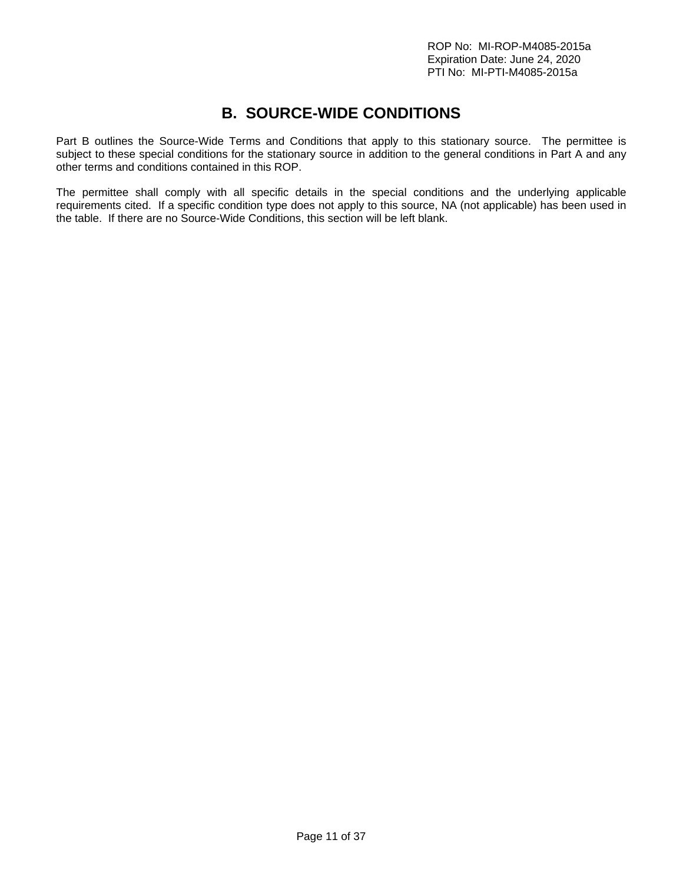# B. SOURCE-WIDE CONDITIONS

Part B outlines the Source-Wide Terms and Conditions that apply to this stationary source. The permittee is subject to these special conditions for the stationary source in addition to the general conditions in Part A and any other terms and conditions contained in this ROP.

The permittee shall comply with all specific details in the special conditions and the underlying applicable requirements cited. If a specific condition type does not apply to this source, NA (not applicable) has been used in the table. If there are no Source-Wide Conditions, this section will be left blank.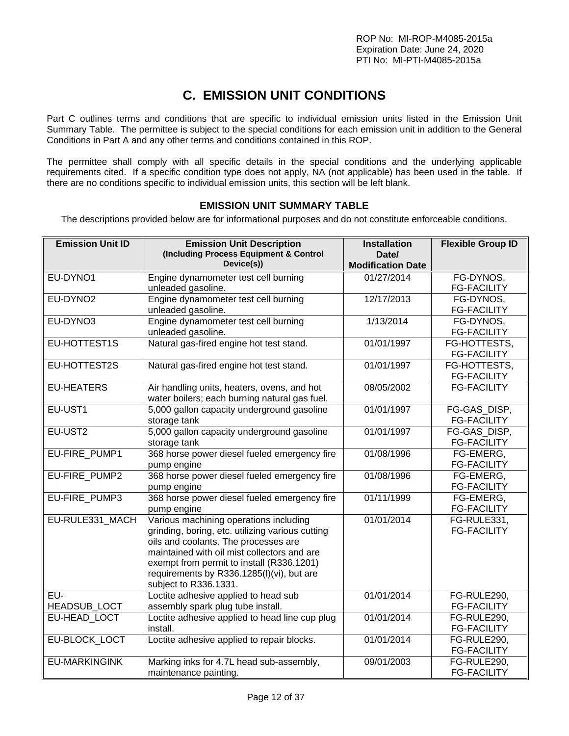# C. EMISSION UNIT CONDITIONS

Part C outlines terms and conditions that are specific to individual emission units listed in the Emission Unit Summary Table. The permittee is subject to the special conditions for each emission unit in addition to the General Conditions in Part A and any other terms and conditions contained in this ROP.

The permittee shall comply with all specific details in the special conditions and the underlying applicable requirements cited. If a specific condition type does not apply, NA (not applicable) has been used in the table. If there are no conditions specific to individual emission units, this section will be left blank.

### EMISSION UNIT SUMMARY TABLE

The descriptions provided below are for informational purposes and do not constitute enforceable conditions.

| Emission Unit ID | Emission Unit Description (Including Process Equipment & Control Device(s)) | Installation Date/ Modification Date | Flexible Group ID |
|---|---|---|---|
| EU-DYNO1 | Engine dynamometer test cell burning unleaded gasoline. | 01/27/2014 | FG-DYNOS, FG-FACILITY |
| EU-DYNO2 | Engine dynamometer test cell burning unleaded gasoline. | 12/17/2013 | FG-DYNOS, FG-FACILITY |
| EU-DYNO3 | Engine dynamometer test cell burning unleaded gasoline. | 1/13/2014 | FG-DYNOS, FG-FACILITY |
| EU-HOTTEST1S | Natural gas-fired engine hot test stand. | 01/01/1997 | FG-HOTTESTS, FG-FACILITY |
| EU-HOTTEST2S | Natural gas-fired engine hot test stand. | 01/01/1997 | FG-HOTTESTS, FG-FACILITY |
| EU-HEATERS | Air handling units, heaters, ovens, and hot water boilers; each burning natural gas fuel. | 08/05/2002 | FG-FACILITY |
| EU-UST1 | 5,000 gallon capacity underground gasoline storage tank | 01/01/1997 | FG-GAS_DISP, FG-FACILITY |
| EU-UST2 | 5,000 gallon capacity underground gasoline storage tank | 01/01/1997 | FG-GAS_DISP, FG-FACILITY |
| EU-FIRE_PUMP1 | 368 horse power diesel fueled emergency fire pump engine | 01/08/1996 | FG-EMERG, FG-FACILITY |
| EU-FIRE_PUMP2 | 368 horse power diesel fueled emergency fire pump engine | 01/08/1996 | FG-EMERG, FG-FACILITY |
| EU-FIRE_PUMP3 | 368 horse power diesel fueled emergency fire pump engine | 01/11/1999 | FG-EMERG, FG-FACILITY |
| EU-RULE331_MACH | Various machining operations including grinding, boring, etc. utilizing various cutting oils and coolants. The processes are maintained with oil mist collectors and are exempt from permit to install (R336.1201) requirements by R336.1285(l)(vi), but are subject to R336.1331. | 01/01/2014 | FG-RULE331, FG-FACILITY |
| EU-HEADSUB_LOCT | Loctite adhesive applied to head sub assembly spark plug tube install. | 01/01/2014 | FG-RULE290, FG-FACILITY |
| EU-HEAD_LOCT | Loctite adhesive applied to head line cup plug install. | 01/01/2014 | FG-RULE290, FG-FACILITY |
| EU-BLOCK_LOCT | Loctite adhesive applied to repair blocks. | 01/01/2014 | FG-RULE290, FG-FACILITY |
| EU-MARKINGINK | Marking inks for 4.7L head sub-assembly, maintenance painting. | 09/01/2003 | FG-RULE290, FG-FACILITY |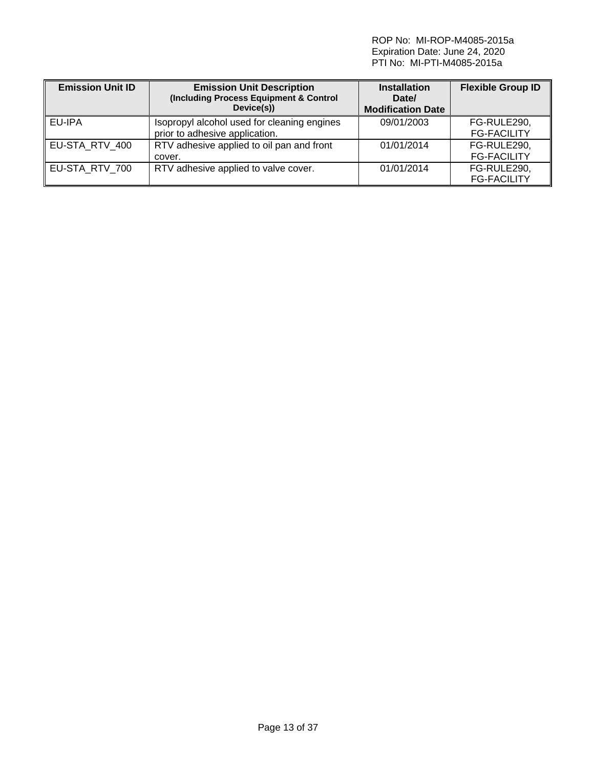| Emission Unit ID | Emission Unit Description (Including Process Equipment & Control Device(s)) | Installation Date/ Modification Date | Flexible Group ID |
|---|---|---|---|
| EU-IPA | Isopropyl alcohol used for cleaning engines prior to adhesive application. | 09/01/2003 | FG-RULE290, FG-FACILITY |
| EU-STA_RTV_400 | RTV adhesive applied to oil pan and front cover. | 01/01/2014 | FG-RULE290, FG-FACILITY |
| EU-STA_RTV_700 | RTV adhesive applied to valve cover. | 01/01/2014 | FG-RULE290, FG-FACILITY |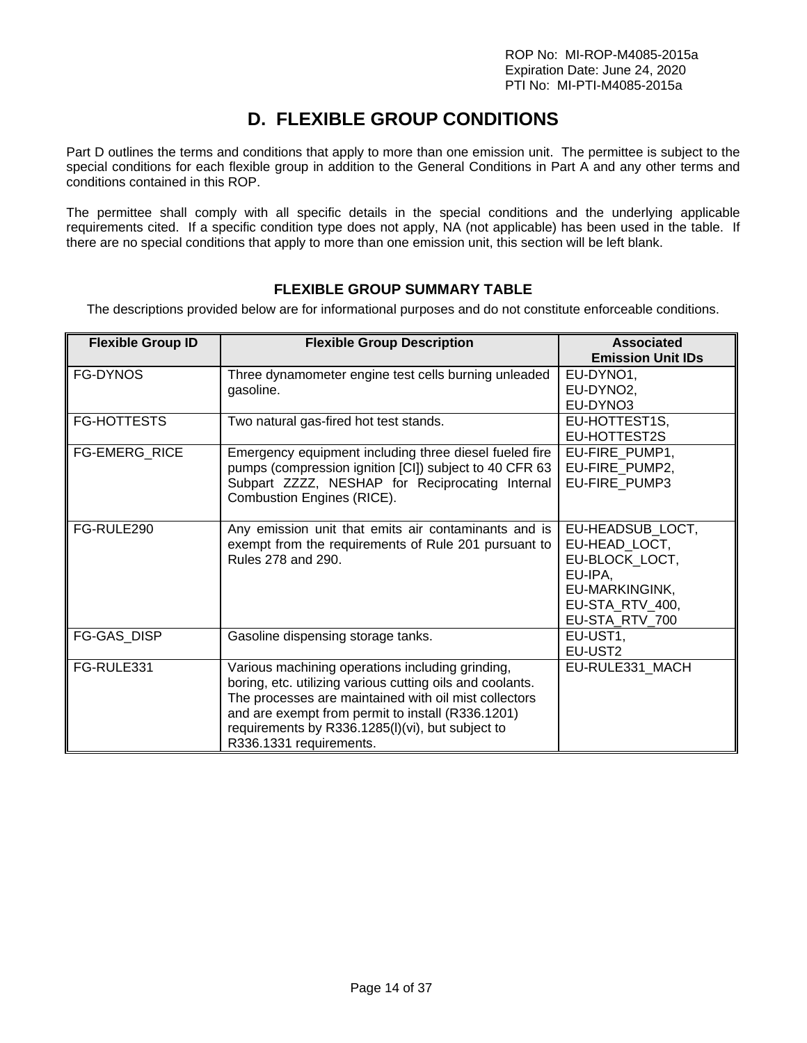# D. FLEXIBLE GROUP CONDITIONS

Part D outlines the terms and conditions that apply to more than one emission unit. The permittee is subject to the special conditions for each flexible group in addition to the General Conditions in Part A and any other terms and conditions contained in this ROP.

The permittee shall comply with all specific details in the special conditions and the underlying applicable requirements cited. If a specific condition type does not apply, NA (not applicable) has been used in the table. If there are no special conditions that apply to more than one emission unit, this section will be left blank.

## FLEXIBLE GROUP SUMMARY TABLE

The descriptions provided below are for informational purposes and do not constitute enforceable conditions.

| Flexible Group ID | Flexible Group Description | Associated Emission Unit IDs |
|---|---|---|
| FG-DYNOS | Three dynamometer engine test cells burning unleaded gasoline. | EU-DYNO1, EU-DYNO2, EU-DYNO3 |
| FG-HOTTESTS | Two natural gas-fired hot test stands. | EU-HOTTEST1S, EU-HOTTEST2S |
| FG-EMERG_RICE | Emergency equipment including three diesel fueled fire pumps (compression ignition [CI]) subject to 40 CFR 63 Subpart ZZZZ, NESHAP for Reciprocating Internal Combustion Engines (RICE). | EU-FIRE_PUMP1, EU-FIRE_PUMP2, EU-FIRE_PUMP3 |
| FG-RULE290 | Any emission unit that emits air contaminants and is exempt from the requirements of Rule 201 pursuant to Rules 278 and 290. | EU-HEADSUB_LOCT, EU-HEAD_LOCT, EU-BLOCK_LOCT, EU-IPA, EU-MARKINGINK, EU-STA_RTV_400, EU-STA_RTV_700 |
| FG-GAS_DISP | Gasoline dispensing storage tanks. | EU-UST1, EU-UST2 |
| FG-RULE331 | Various machining operations including grinding, boring, etc. utilizing various cutting oils and coolants. The processes are maintained with oil mist collectors and are exempt from permit to install (R336.1201) requirements by R336.1285(l)(vi), but subject to R336.1331 requirements. | EU-RULE331_MACH |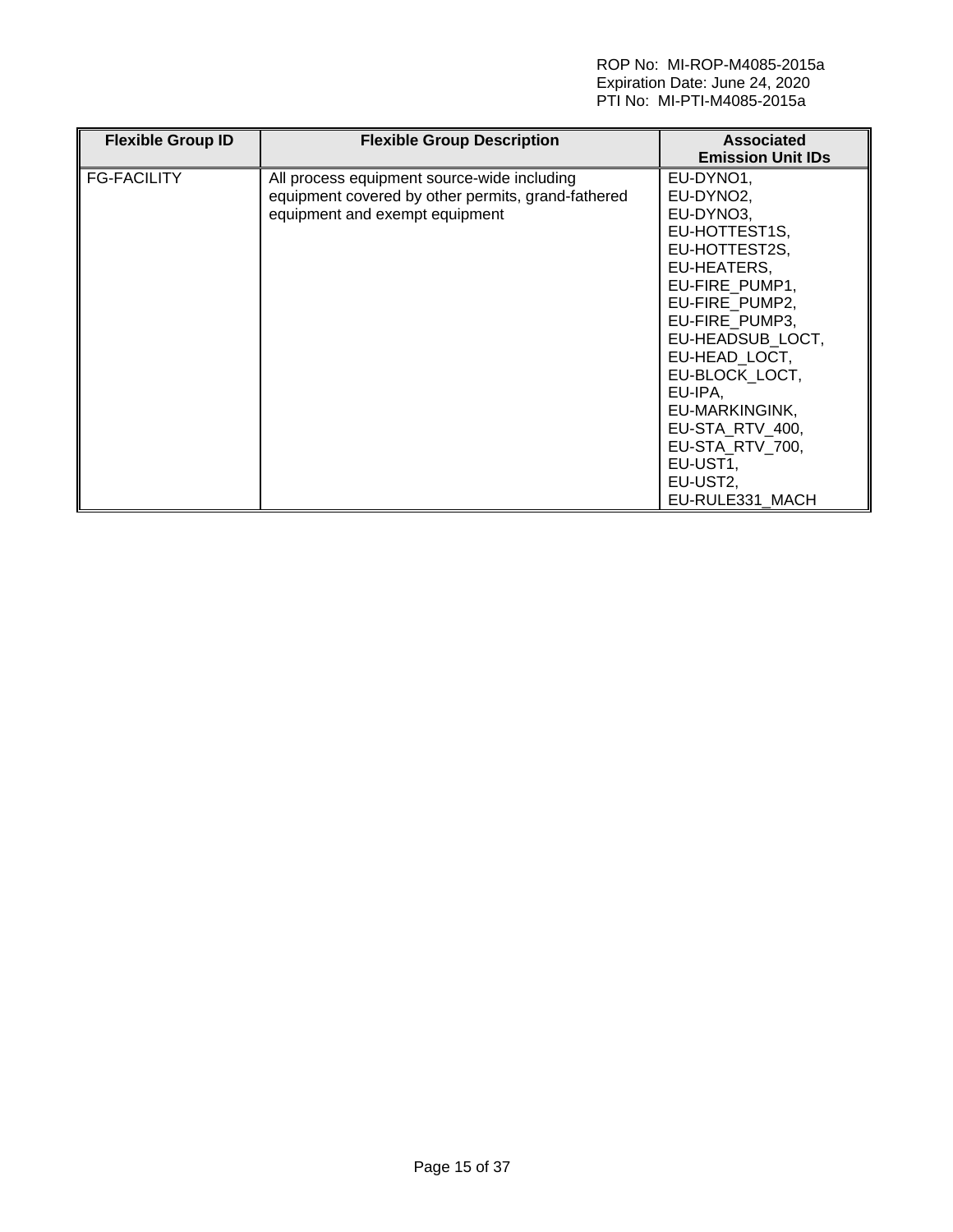| Flexible Group ID | Flexible Group Description | Associated Emission Unit IDs |
|---|---|---|
| FG-FACILITY | All process equipment source-wide including equipment covered by other permits, grand-fathered equipment and exempt equipment | EU-DYNO1, EU-DYNO2, EU-DYNO3, EU-HOTTEST1S, EU-HOTTEST2S, EU-HEATERS, EU-FIRE_PUMP1, EU-FIRE_PUMP2, EU-FIRE_PUMP3, EU-HEADSUB_LOCT, EU-HEAD_LOCT, EU-BLOCK_LOCT, EU-IPA, EU-MARKINGINK, EU-STA_RTV_400, EU-STA_RTV_700, EU-UST1, EU-UST2, EU-RULE331_MACH |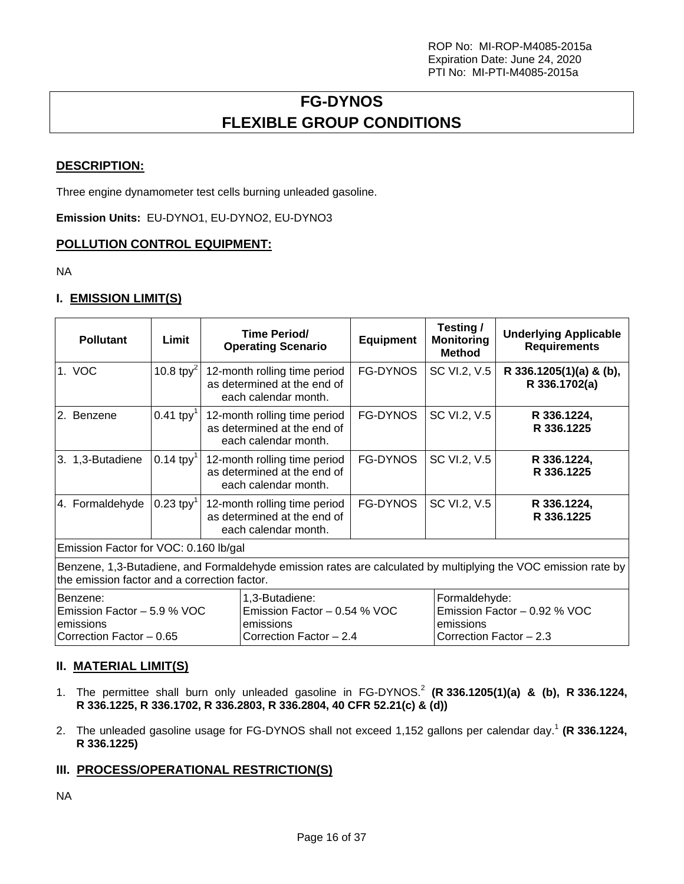ROP No: MI-ROP-M4085-2015a
Expiration Date: June 24, 2020
PTI No: MI-PTI-M4085-2015a

# FG-DYNOS
# FLEXIBLE GROUP CONDITIONS

## DESCRIPTION:

Three engine dynamometer test cells burning unleaded gasoline.

**Emission Units:** EU-DYNO1, EU-DYNO2, EU-DYNO3

## POLLUTION CONTROL EQUIPMENT:

NA

## I. EMISSION LIMIT(S)

| Pollutant | Limit | Time Period/ Operating Scenario | Equipment | Testing / Monitoring Method | Underlying Applicable Requirements |
|---|---|---|---|---|---|
| 1. VOC | 10.8 tpy[2] | 12-month rolling time period as determined at the end of each calendar month. | FG-DYNOS | SC VI.2, V.5 | **R 336.1205(1)(a) & (b), R 336.1702(a)** |
| 2. Benzene | 0.41 tpy[1] | 12-month rolling time period as determined at the end of each calendar month. | FG-DYNOS | SC VI.2, V.5 | **R 336.1224, R 336.1225** |
| 3. 1,3-Butadiene | 0.14 tpy[1] | 12-month rolling time period as determined at the end of each calendar month. | FG-DYNOS | SC VI.2, V.5 | **R 336.1224, R 336.1225** |
| 4. Formaldehyde | 0.23 tpy[1] | 12-month rolling time period as determined at the end of each calendar month. | FG-DYNOS | SC VI.2, V.5 | **R 336.1224, R 336.1225** |
| Emission Factor for VOC: 0.160 lb/gal | | | | | |
| Benzene, 1,3-Butadiene, and Formaldehyde emission rates are calculated by multiplying the VOC emission rate by the emission factor and a correction factor. | | | | | |
| Benzene: Emission Factor – 5.9 % VOC emissions Correction Factor – 0.65 | | 1,3-Butadiene: Emission Factor – 0.54 % VOC emissions Correction Factor – 2.4 | | Formaldehyde: Emission Factor – 0.92 % VOC emissions Correction Factor – 2.3 | |

## II. MATERIAL LIMIT(S)

1. The permittee shall burn only unleaded gasoline in FG-DYNOS.[2] **(R 336.1205(1)(a) & (b), R 336.1224, R 336.1225, R 336.1702, R 336.2803, R 336.2804, 40 CFR 52.21(c) & (d))**

2. The unleaded gasoline usage for FG-DYNOS shall not exceed 1,152 gallons per calendar day.[1] **(R 336.1224, R 336.1225)**

## III. PROCESS/OPERATIONAL RESTRICTION(S)

NA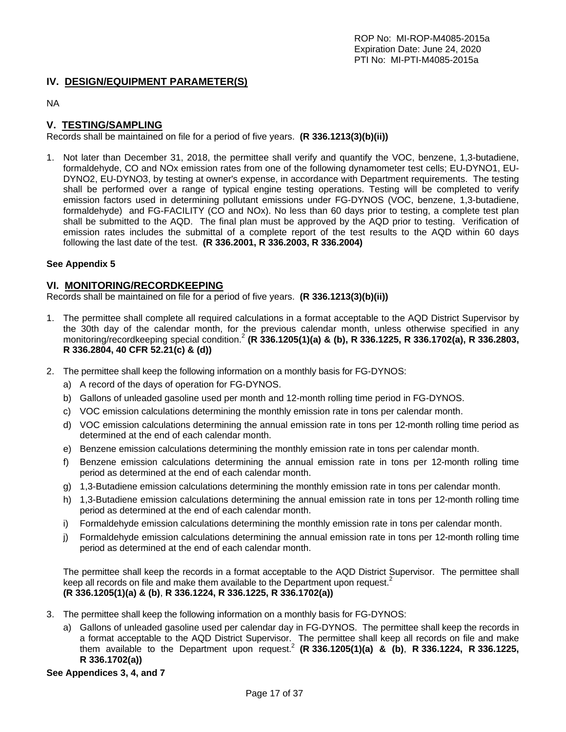## IV. DESIGN/EQUIPMENT PARAMETER(S)

NA

## V. TESTING/SAMPLING

Records shall be maintained on file for a period of five years. **(R 336.1213(3)(b)(ii))**

1. Not later than December 31, 2018, the permittee shall verify and quantify the VOC, benzene, 1,3-butadiene, formaldehyde, CO and NOx emission rates from one of the following dynamometer test cells; EU-DYNO1, EU-DYNO2, EU-DYNO3, by testing at owner's expense, in accordance with Department requirements. The testing shall be performed over a range of typical engine testing operations. Testing will be completed to verify emission factors used in determining pollutant emissions under FG-DYNOS (VOC, benzene, 1,3-butadiene, formaldehyde) and FG-FACILITY (CO and NOx). No less than 60 days prior to testing, a complete test plan shall be submitted to the AQD. The final plan must be approved by the AQD prior to testing. Verification of emission rates includes the submittal of a complete report of the test results to the AQD within 60 days following the last date of the test. **(R 336.2001, R 336.2003, R 336.2004)**

**See Appendix 5**

## VI. MONITORING/RECORDKEEPING

Records shall be maintained on file for a period of five years. **(R 336.1213(3)(b)(ii))**

1. The permittee shall complete all required calculations in a format acceptable to the AQD District Supervisor by the 30th day of the calendar month, for the previous calendar month, unless otherwise specified in any monitoring/recordkeeping special condition.[2] **(R 336.1205(1)(a) & (b), R 336.1225, R 336.1702(a), R 336.2803, R 336.2804, 40 CFR 52.21(c) & (d))**

2. The permittee shall keep the following information on a monthly basis for FG-DYNOS:
   a) A record of the days of operation for FG-DYNOS.
   b) Gallons of unleaded gasoline used per month and 12-month rolling time period in FG-DYNOS.
   c) VOC emission calculations determining the monthly emission rate in tons per calendar month.
   d) VOC emission calculations determining the annual emission rate in tons per 12-month rolling time period as determined at the end of each calendar month.
   e) Benzene emission calculations determining the monthly emission rate in tons per calendar month.
   f) Benzene emission calculations determining the annual emission rate in tons per 12-month rolling time period as determined at the end of each calendar month.
   g) 1,3-Butadiene emission calculations determining the monthly emission rate in tons per calendar month.
   h) 1,3-Butadiene emission calculations determining the annual emission rate in tons per 12-month rolling time period as determined at the end of each calendar month.
   i) Formaldehyde emission calculations determining the monthly emission rate in tons per calendar month.
   j) Formaldehyde emission calculations determining the annual emission rate in tons per 12-month rolling time period as determined at the end of each calendar month.

   The permittee shall keep the records in a format acceptable to the AQD District Supervisor. The permittee shall keep all records on file and make them available to the Department upon request.[2]
   **(R 336.1205(1)(a) & (b)**, **R 336.1224, R 336.1225, R 336.1702(a))**

3. The permittee shall keep the following information on a monthly basis for FG-DYNOS:
   a) Gallons of unleaded gasoline used per calendar day in FG-DYNOS. The permittee shall keep the records in a format acceptable to the AQD District Supervisor. The permittee shall keep all records on file and make them available to the Department upon request.[2] **(R 336.1205(1)(a) & (b)**, **R 336.1224, R 336.1225, R 336.1702(a))**

**See Appendices 3, 4, and 7**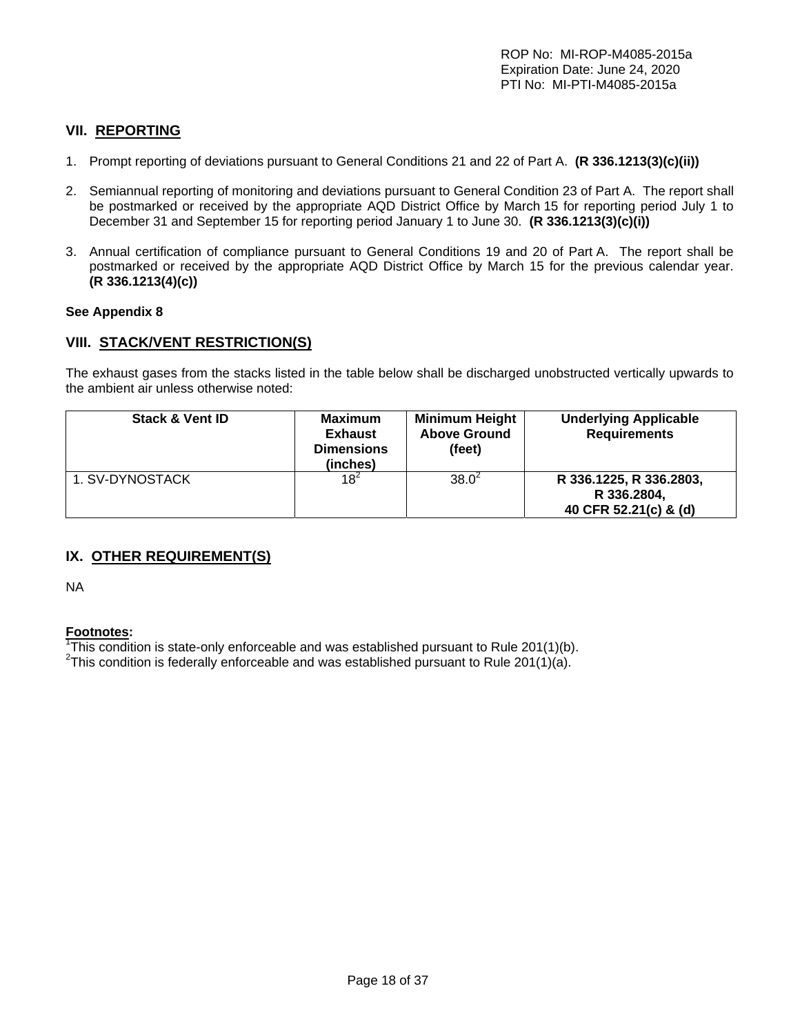## VII. REPORTING

1. Prompt reporting of deviations pursuant to General Conditions 21 and 22 of Part A. **(R 336.1213(3)(c)(ii))**

2. Semiannual reporting of monitoring and deviations pursuant to General Condition 23 of Part A. The report shall be postmarked or received by the appropriate AQD District Office by March 15 for reporting period July 1 to December 31 and September 15 for reporting period January 1 to June 30. **(R 336.1213(3)(c)(i))**

3. Annual certification of compliance pursuant to General Conditions 19 and 20 of Part A. The report shall be postmarked or received by the appropriate AQD District Office by March 15 for the previous calendar year. **(R 336.1213(4)(c))**

**See Appendix 8**

## VIII. STACK/VENT RESTRICTION(S)

The exhaust gases from the stacks listed in the table below shall be discharged unobstructed vertically upwards to the ambient air unless otherwise noted:

| Stack & Vent ID | Maximum Exhaust Dimensions (inches) | Minimum Height Above Ground (feet) | Underlying Applicable Requirements |
|---|---|---|---|
| 1. SV-DYNOSTACK | 18[2] | 38.0[2] | **R 336.1225, R 336.2803, R 336.2804, 40 CFR 52.21(c) & (d)** |

## IX. OTHER REQUIREMENT(S)

NA

**Footnotes:**
[1]This condition is state-only enforceable and was established pursuant to Rule 201(1)(b).
[2]This condition is federally enforceable and was established pursuant to Rule 201(1)(a).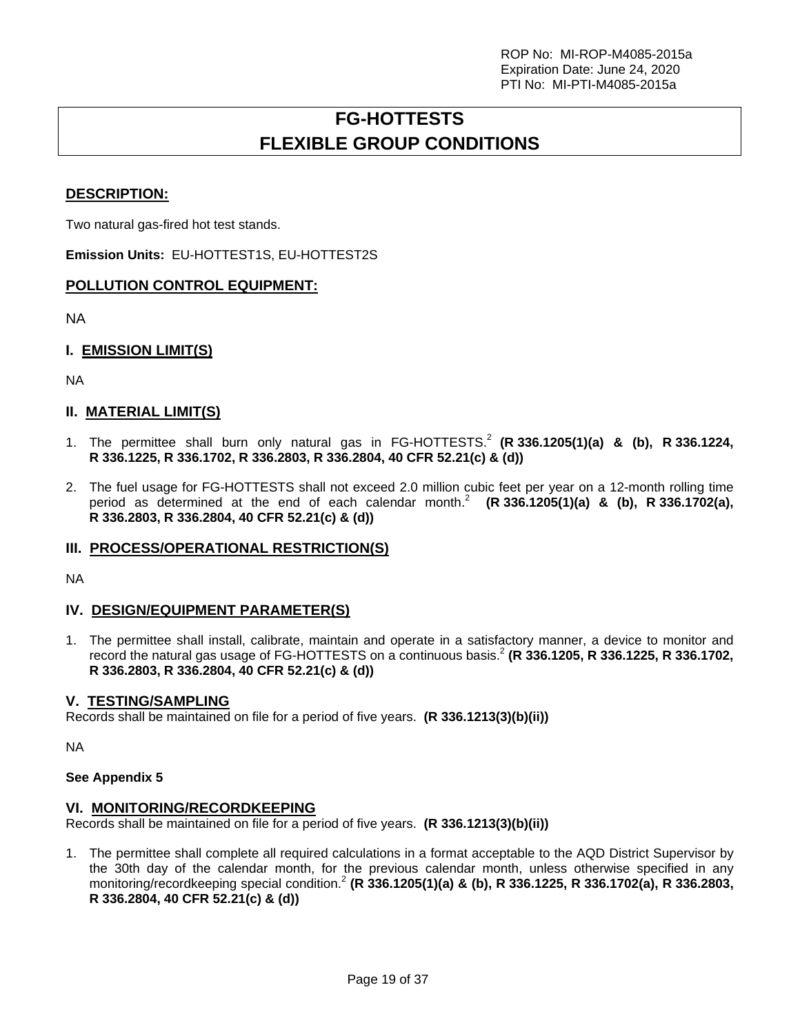# FG-HOTTESTS
# FLEXIBLE GROUP CONDITIONS

## DESCRIPTION:

Two natural gas-fired hot test stands.

**Emission Units:** EU-HOTTEST1S, EU-HOTTEST2S

## POLLUTION CONTROL EQUIPMENT:

NA

## I. EMISSION LIMIT(S)

NA

## II. MATERIAL LIMIT(S)

1. The permittee shall burn only natural gas in FG-HOTTESTS.[2] **(R 336.1205(1)(a) & (b), R 336.1224, R 336.1225, R 336.1702, R 336.2803, R 336.2804, 40 CFR 52.21(c) & (d))**

2. The fuel usage for FG-HOTTESTS shall not exceed 2.0 million cubic feet per year on a 12-month rolling time period as determined at the end of each calendar month.[2] **(R 336.1205(1)(a) & (b), R 336.1702(a), R 336.2803, R 336.2804, 40 CFR 52.21(c) & (d))**

## III. PROCESS/OPERATIONAL RESTRICTION(S)

NA

## IV. DESIGN/EQUIPMENT PARAMETER(S)

1. The permittee shall install, calibrate, maintain and operate in a satisfactory manner, a device to monitor and record the natural gas usage of FG-HOTTESTS on a continuous basis.[2] **(R 336.1205, R 336.1225, R 336.1702, R 336.2803, R 336.2804, 40 CFR 52.21(c) & (d))**

## V. TESTING/SAMPLING

Records shall be maintained on file for a period of five years. **(R 336.1213(3)(b)(ii))**

NA

**See Appendix 5**

## VI. MONITORING/RECORDKEEPING

Records shall be maintained on file for a period of five years. **(R 336.1213(3)(b)(ii))**

1. The permittee shall complete all required calculations in a format acceptable to the AQD District Supervisor by the 30th day of the calendar month, for the previous calendar month, unless otherwise specified in any monitoring/recordkeeping special condition.[2] **(R 336.1205(1)(a) & (b), R 336.1225, R 336.1702(a), R 336.2803, R 336.2804, 40 CFR 52.21(c) & (d))**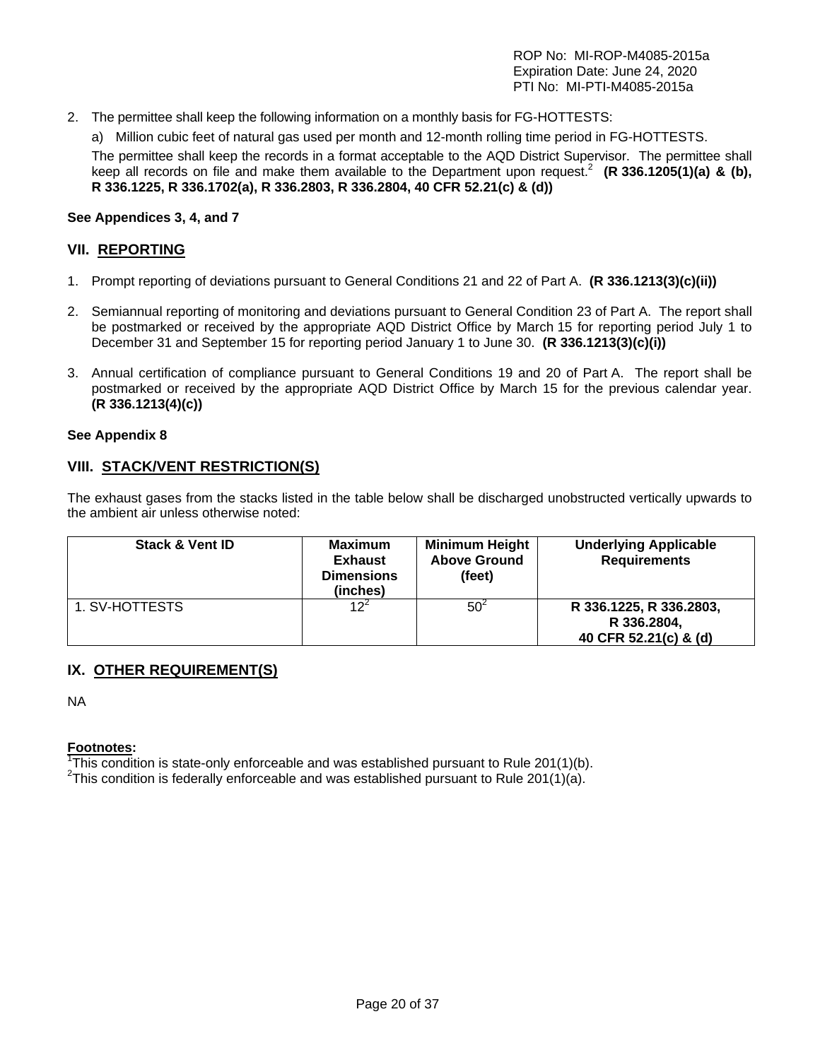2. The permittee shall keep the following information on a monthly basis for FG-HOTTESTS:

   a) Million cubic feet of natural gas used per month and 12-month rolling time period in FG-HOTTESTS.

   The permittee shall keep the records in a format acceptable to the AQD District Supervisor. The permittee shall keep all records on file and make them available to the Department upon request.[2] **(R 336.1205(1)(a) & (b), R 336.1225, R 336.1702(a), R 336.2803, R 336.2804, 40 CFR 52.21(c) & (d))**

**See Appendices 3, 4, and 7**

## VII. REPORTING

1. Prompt reporting of deviations pursuant to General Conditions 21 and 22 of Part A. **(R 336.1213(3)(c)(ii))**

2. Semiannual reporting of monitoring and deviations pursuant to General Condition 23 of Part A. The report shall be postmarked or received by the appropriate AQD District Office by March 15 for reporting period July 1 to December 31 and September 15 for reporting period January 1 to June 30. **(R 336.1213(3)(c)(i))**

3. Annual certification of compliance pursuant to General Conditions 19 and 20 of Part A. The report shall be postmarked or received by the appropriate AQD District Office by March 15 for the previous calendar year. **(R 336.1213(4)(c))**

**See Appendix 8**

## VIII. STACK/VENT RESTRICTION(S)

The exhaust gases from the stacks listed in the table below shall be discharged unobstructed vertically upwards to the ambient air unless otherwise noted:

| Stack & Vent ID | Maximum Exhaust Dimensions (inches) | Minimum Height Above Ground (feet) | Underlying Applicable Requirements |
|---|---|---|---|
| 1. SV-HOTTESTS | 12[2] | 50[2] | **R 336.1225, R 336.2803, R 336.2804, 40 CFR 52.21(c) & (d)** |

## IX. OTHER REQUIREMENT(S)

NA

**Footnotes:**

[1]This condition is state-only enforceable and was established pursuant to Rule 201(1)(b).
[2]This condition is federally enforceable and was established pursuant to Rule 201(1)(a).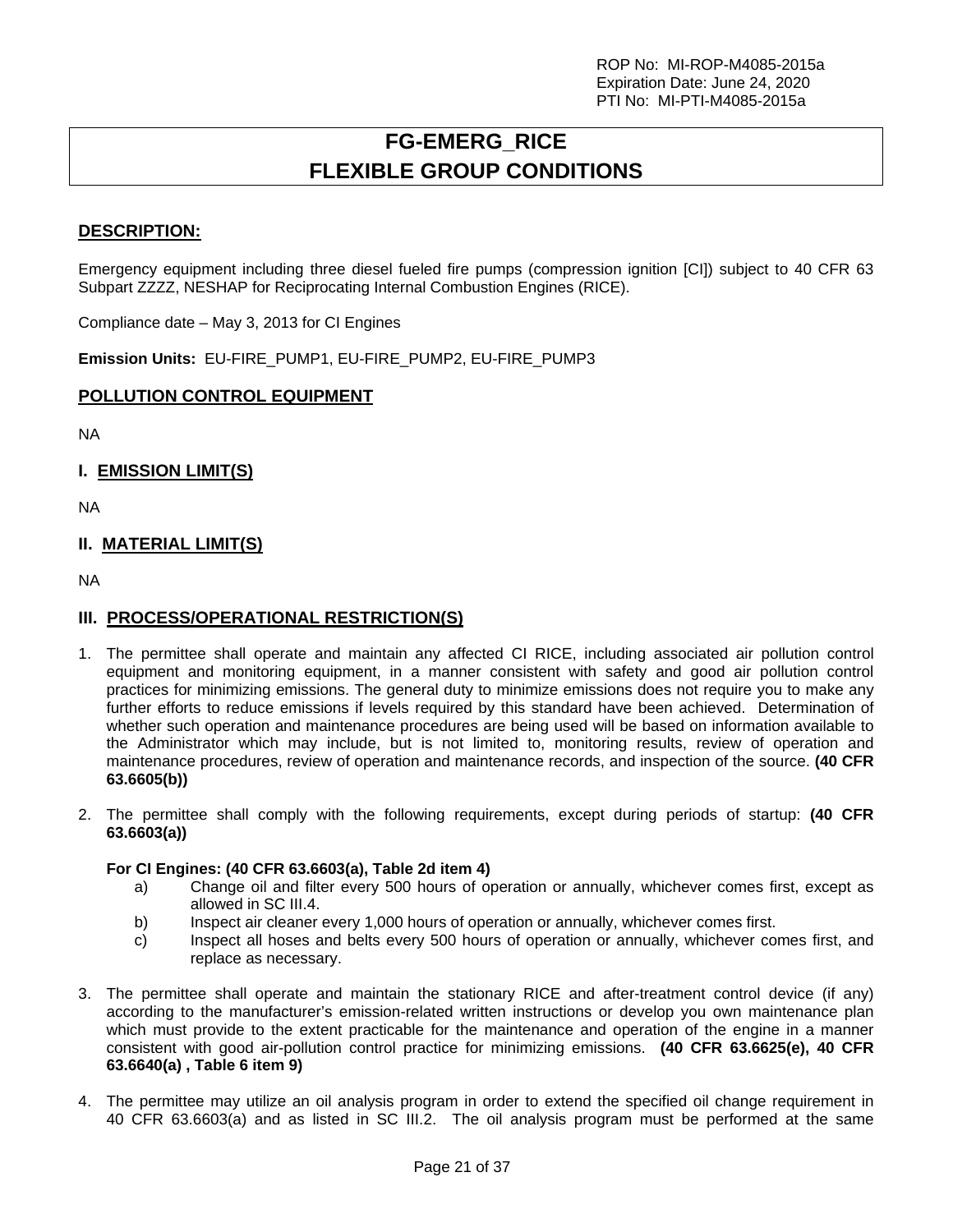# FG-EMERG_RICE
# FLEXIBLE GROUP CONDITIONS

## DESCRIPTION:

Emergency equipment including three diesel fueled fire pumps (compression ignition [CI]) subject to 40 CFR 63 Subpart ZZZZ, NESHAP for Reciprocating Internal Combustion Engines (RICE).

Compliance date – May 3, 2013 for CI Engines

**Emission Units:** EU-FIRE_PUMP1, EU-FIRE_PUMP2, EU-FIRE_PUMP3

## POLLUTION CONTROL EQUIPMENT

NA

## I. EMISSION LIMIT(S)

NA

## II. MATERIAL LIMIT(S)

NA

## III. PROCESS/OPERATIONAL RESTRICTION(S)

1. The permittee shall operate and maintain any affected CI RICE, including associated air pollution control equipment and monitoring equipment, in a manner consistent with safety and good air pollution control practices for minimizing emissions. The general duty to minimize emissions does not require you to make any further efforts to reduce emissions if levels required by this standard have been achieved. Determination of whether such operation and maintenance procedures are being used will be based on information available to the Administrator which may include, but is not limited to, monitoring results, review of operation and maintenance procedures, review of operation and maintenance records, and inspection of the source. **(40 CFR 63.6605(b))**

2. The permittee shall comply with the following requirements, except during periods of startup: **(40 CFR 63.6603(a))**

   **For CI Engines: (40 CFR 63.6603(a), Table 2d item 4)**
   a) Change oil and filter every 500 hours of operation or annually, whichever comes first, except as allowed in SC III.4.
   b) Inspect air cleaner every 1,000 hours of operation or annually, whichever comes first.
   c) Inspect all hoses and belts every 500 hours of operation or annually, whichever comes first, and replace as necessary.

3. The permittee shall operate and maintain the stationary RICE and after-treatment control device (if any) according to the manufacturer's emission-related written instructions or develop you own maintenance plan which must provide to the extent practicable for the maintenance and operation of the engine in a manner consistent with good air-pollution control practice for minimizing emissions. **(40 CFR 63.6625(e), 40 CFR 63.6640(a) , Table 6 item 9)**

4. The permittee may utilize an oil analysis program in order to extend the specified oil change requirement in 40 CFR 63.6603(a) and as listed in SC III.2. The oil analysis program must be performed at the same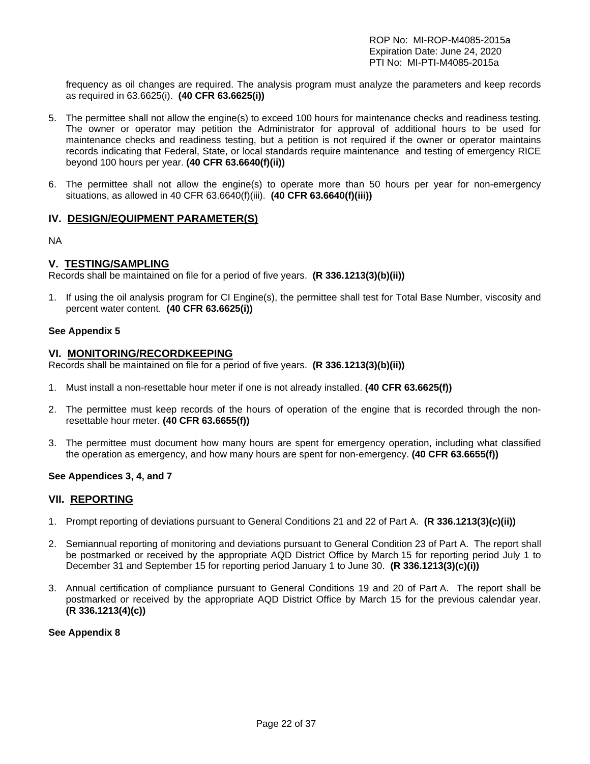frequency as oil changes are required. The analysis program must analyze the parameters and keep records as required in 63.6625(i). **(40 CFR 63.6625(i))**

5. The permittee shall not allow the engine(s) to exceed 100 hours for maintenance checks and readiness testing. The owner or operator may petition the Administrator for approval of additional hours to be used for maintenance checks and readiness testing, but a petition is not required if the owner or operator maintains records indicating that Federal, State, or local standards require maintenance and testing of emergency RICE beyond 100 hours per year. **(40 CFR 63.6640(f)(ii))**

6. The permittee shall not allow the engine(s) to operate more than 50 hours per year for non-emergency situations, as allowed in 40 CFR 63.6640(f)(iii). **(40 CFR 63.6640(f)(iii))**

## IV. DESIGN/EQUIPMENT PARAMETER(S)

NA

## V. TESTING/SAMPLING

Records shall be maintained on file for a period of five years. **(R 336.1213(3)(b)(ii))**

1. If using the oil analysis program for CI Engine(s), the permittee shall test for Total Base Number, viscosity and percent water content. **(40 CFR 63.6625(i))**

**See Appendix 5**

## VI. MONITORING/RECORDKEEPING

Records shall be maintained on file for a period of five years. **(R 336.1213(3)(b)(ii))**

1. Must install a non-resettable hour meter if one is not already installed. **(40 CFR 63.6625(f))**

2. The permittee must keep records of the hours of operation of the engine that is recorded through the non-resettable hour meter. **(40 CFR 63.6655(f))**

3. The permittee must document how many hours are spent for emergency operation, including what classified the operation as emergency, and how many hours are spent for non-emergency. **(40 CFR 63.6655(f))**

**See Appendices 3, 4, and 7**

## VII. REPORTING

1. Prompt reporting of deviations pursuant to General Conditions 21 and 22 of Part A. **(R 336.1213(3)(c)(ii))**

2. Semiannual reporting of monitoring and deviations pursuant to General Condition 23 of Part A. The report shall be postmarked or received by the appropriate AQD District Office by March 15 for reporting period July 1 to December 31 and September 15 for reporting period January 1 to June 30. **(R 336.1213(3)(c)(i))**

3. Annual certification of compliance pursuant to General Conditions 19 and 20 of Part A. The report shall be postmarked or received by the appropriate AQD District Office by March 15 for the previous calendar year. **(R 336.1213(4)(c))**

**See Appendix 8**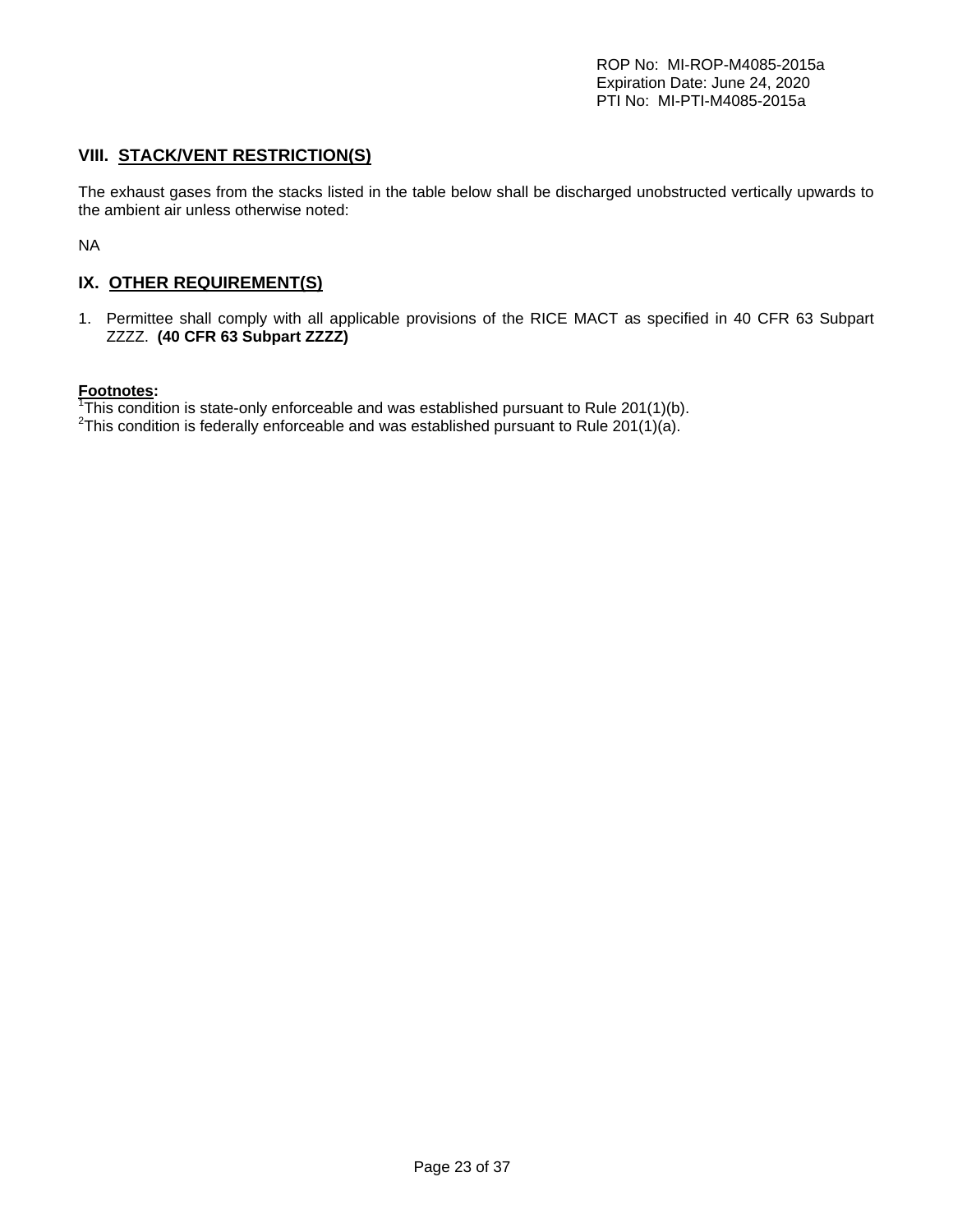## VIII. STACK/VENT RESTRICTION(S)

The exhaust gases from the stacks listed in the table below shall be discharged unobstructed vertically upwards to the ambient air unless otherwise noted:

NA

## IX. OTHER REQUIREMENT(S)

1. Permittee shall comply with all applicable provisions of the RICE MACT as specified in 40 CFR 63 Subpart ZZZZ. **(40 CFR 63 Subpart ZZZZ)**

**Footnotes:**

[1]This condition is state-only enforceable and was established pursuant to Rule 201(1)(b).
[2]This condition is federally enforceable and was established pursuant to Rule 201(1)(a).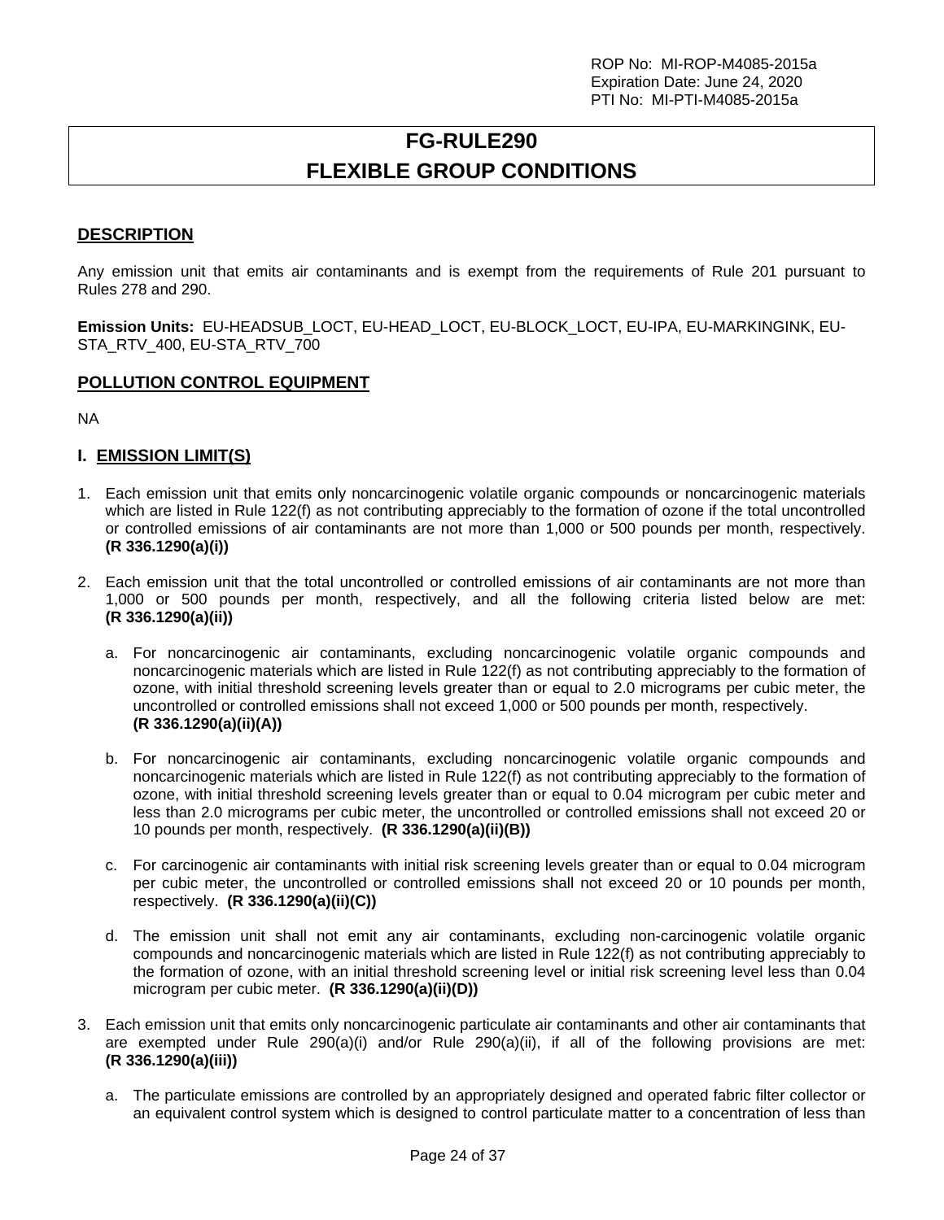# FG-RULE290
# FLEXIBLE GROUP CONDITIONS

## DESCRIPTION

Any emission unit that emits air contaminants and is exempt from the requirements of Rule 201 pursuant to Rules 278 and 290.

**Emission Units:** EU-HEADSUB_LOCT, EU-HEAD_LOCT, EU-BLOCK_LOCT, EU-IPA, EU-MARKINGINK, EU-STA_RTV_400, EU-STA_RTV_700

## POLLUTION CONTROL EQUIPMENT

NA

## I. EMISSION LIMIT(S)

1. Each emission unit that emits only noncarcinogenic volatile organic compounds or noncarcinogenic materials which are listed in Rule 122(f) as not contributing appreciably to the formation of ozone if the total uncontrolled or controlled emissions of air contaminants are not more than 1,000 or 500 pounds per month, respectively. **(R 336.1290(a)(i))**

2. Each emission unit that the total uncontrolled or controlled emissions of air contaminants are not more than 1,000 or 500 pounds per month, respectively, and all the following criteria listed below are met: **(R 336.1290(a)(ii))**

   a. For noncarcinogenic air contaminants, excluding noncarcinogenic volatile organic compounds and noncarcinogenic materials which are listed in Rule 122(f) as not contributing appreciably to the formation of ozone, with initial threshold screening levels greater than or equal to 2.0 micrograms per cubic meter, the uncontrolled or controlled emissions shall not exceed 1,000 or 500 pounds per month, respectively. **(R 336.1290(a)(ii)(A))**

   b. For noncarcinogenic air contaminants, excluding noncarcinogenic volatile organic compounds and noncarcinogenic materials which are listed in Rule 122(f) as not contributing appreciably to the formation of ozone, with initial threshold screening levels greater than or equal to 0.04 microgram per cubic meter and less than 2.0 micrograms per cubic meter, the uncontrolled or controlled emissions shall not exceed 20 or 10 pounds per month, respectively. **(R 336.1290(a)(ii)(B))**

   c. For carcinogenic air contaminants with initial risk screening levels greater than or equal to 0.04 microgram per cubic meter, the uncontrolled or controlled emissions shall not exceed 20 or 10 pounds per month, respectively. **(R 336.1290(a)(ii)(C))**

   d. The emission unit shall not emit any air contaminants, excluding non-carcinogenic volatile organic compounds and noncarcinogenic materials which are listed in Rule 122(f) as not contributing appreciably to the formation of ozone, with an initial threshold screening level or initial risk screening level less than 0.04 microgram per cubic meter. **(R 336.1290(a)(ii)(D))**

3. Each emission unit that emits only noncarcinogenic particulate air contaminants and other air contaminants that are exempted under Rule 290(a)(i) and/or Rule 290(a)(ii), if all of the following provisions are met: **(R 336.1290(a)(iii))**

   a. The particulate emissions are controlled by an appropriately designed and operated fabric filter collector or an equivalent control system which is designed to control particulate matter to a concentration of less than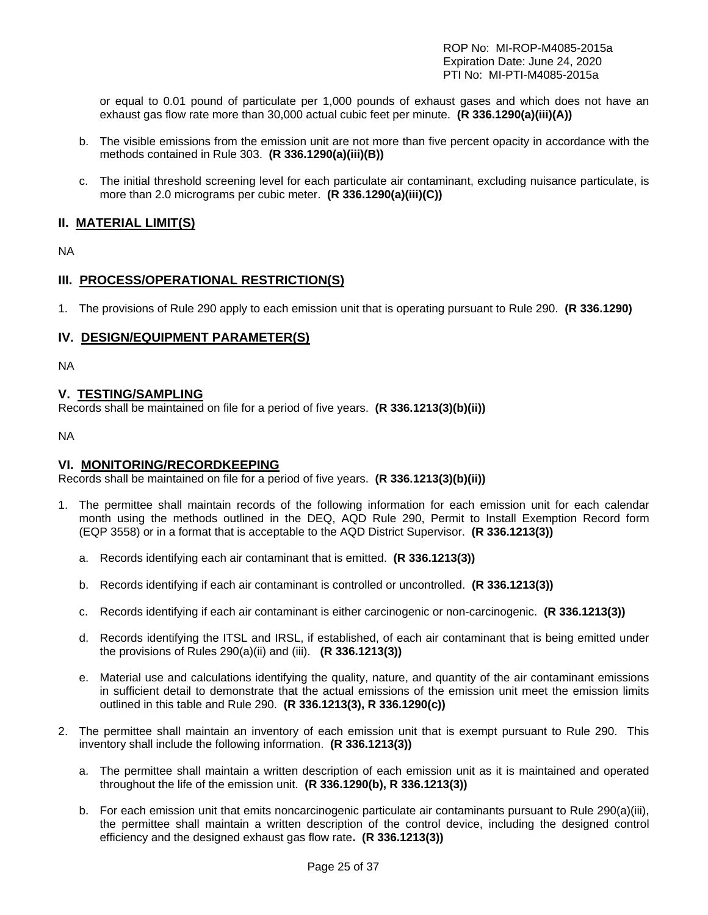or equal to 0.01 pound of particulate per 1,000 pounds of exhaust gases and which does not have an exhaust gas flow rate more than 30,000 actual cubic feet per minute. **(R 336.1290(a)(iii)(A))**

b. The visible emissions from the emission unit are not more than five percent opacity in accordance with the methods contained in Rule 303. **(R 336.1290(a)(iii)(B))**

c. The initial threshold screening level for each particulate air contaminant, excluding nuisance particulate, is more than 2.0 micrograms per cubic meter. **(R 336.1290(a)(iii)(C))**

## II. MATERIAL LIMIT(S)

NA

## III. PROCESS/OPERATIONAL RESTRICTION(S)

1. The provisions of Rule 290 apply to each emission unit that is operating pursuant to Rule 290. **(R 336.1290)**

## IV. DESIGN/EQUIPMENT PARAMETER(S)

NA

## V. TESTING/SAMPLING

Records shall be maintained on file for a period of five years. **(R 336.1213(3)(b)(ii))**

NA

## VI. MONITORING/RECORDKEEPING

Records shall be maintained on file for a period of five years. **(R 336.1213(3)(b)(ii))**

1. The permittee shall maintain records of the following information for each emission unit for each calendar month using the methods outlined in the DEQ, AQD Rule 290, Permit to Install Exemption Record form (EQP 3558) or in a format that is acceptable to the AQD District Supervisor. **(R 336.1213(3))**

   a. Records identifying each air contaminant that is emitted. **(R 336.1213(3))**

   b. Records identifying if each air contaminant is controlled or uncontrolled. **(R 336.1213(3))**

   c. Records identifying if each air contaminant is either carcinogenic or non-carcinogenic. **(R 336.1213(3))**

   d. Records identifying the ITSL and IRSL, if established, of each air contaminant that is being emitted under the provisions of Rules 290(a)(ii) and (iii). **(R 336.1213(3))**

   e. Material use and calculations identifying the quality, nature, and quantity of the air contaminant emissions in sufficient detail to demonstrate that the actual emissions of the emission unit meet the emission limits outlined in this table and Rule 290. **(R 336.1213(3), R 336.1290(c))**

2. The permittee shall maintain an inventory of each emission unit that is exempt pursuant to Rule 290. This inventory shall include the following information. **(R 336.1213(3))**

   a. The permittee shall maintain a written description of each emission unit as it is maintained and operated throughout the life of the emission unit. **(R 336.1290(b), R 336.1213(3))**

   b. For each emission unit that emits noncarcinogenic particulate air contaminants pursuant to Rule 290(a)(iii), the permittee shall maintain a written description of the control device, including the designed control efficiency and the designed exhaust gas flow rate**. (R 336.1213(3))**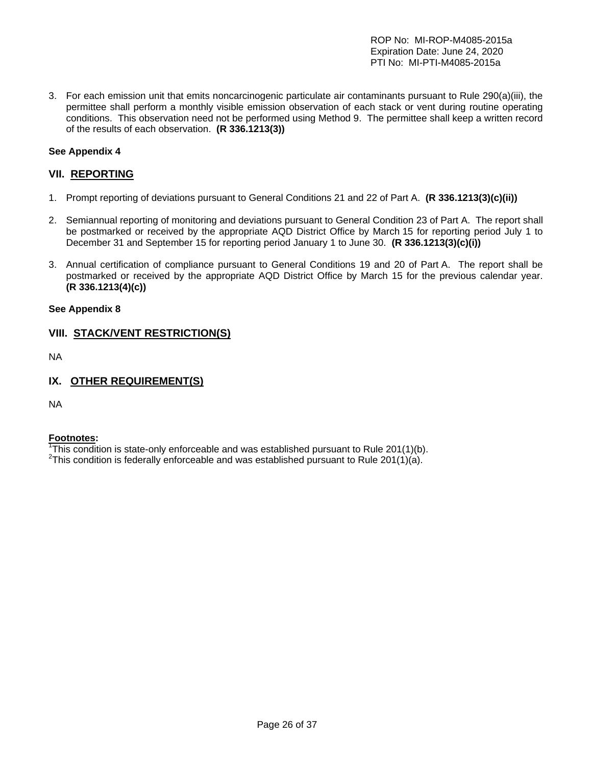3. For each emission unit that emits noncarcinogenic particulate air contaminants pursuant to Rule 290(a)(iii), the permittee shall perform a monthly visible emission observation of each stack or vent during routine operating conditions. This observation need not be performed using Method 9. The permittee shall keep a written record of the results of each observation. **(R 336.1213(3))**

**See Appendix 4**

## VII. REPORTING

1. Prompt reporting of deviations pursuant to General Conditions 21 and 22 of Part A. **(R 336.1213(3)(c)(ii))**

2. Semiannual reporting of monitoring and deviations pursuant to General Condition 23 of Part A. The report shall be postmarked or received by the appropriate AQD District Office by March 15 for reporting period July 1 to December 31 and September 15 for reporting period January 1 to June 30. **(R 336.1213(3)(c)(i))**

3. Annual certification of compliance pursuant to General Conditions 19 and 20 of Part A. The report shall be postmarked or received by the appropriate AQD District Office by March 15 for the previous calendar year. **(R 336.1213(4)(c))**

**See Appendix 8**

## VIII. STACK/VENT RESTRICTION(S)

NA

## IX. OTHER REQUIREMENT(S)

NA

**Footnotes:**
[1]This condition is state-only enforceable and was established pursuant to Rule 201(1)(b).
[2]This condition is federally enforceable and was established pursuant to Rule 201(1)(a).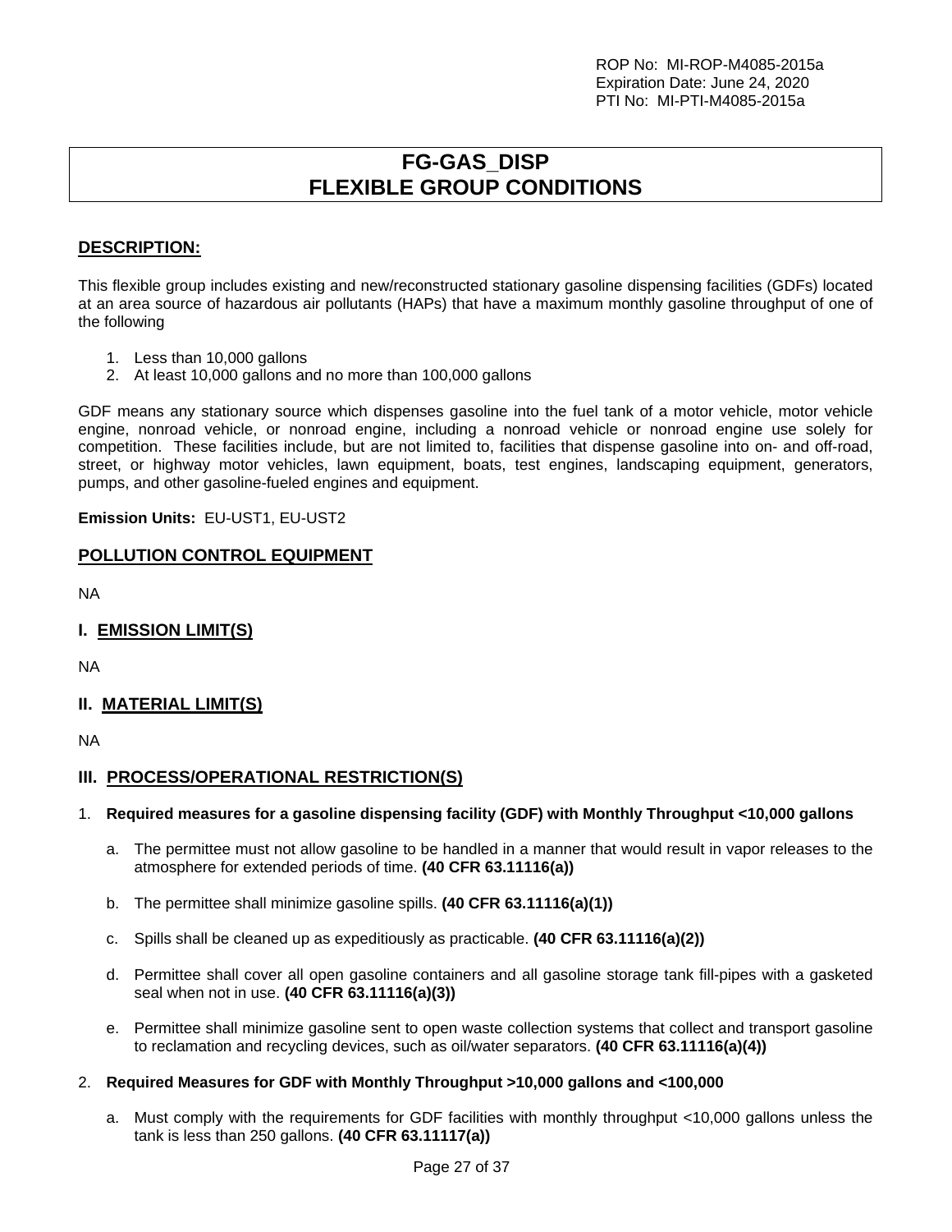# FG-GAS_DISP
# FLEXIBLE GROUP CONDITIONS

## DESCRIPTION:

This flexible group includes existing and new/reconstructed stationary gasoline dispensing facilities (GDFs) located at an area source of hazardous air pollutants (HAPs) that have a maximum monthly gasoline throughput of one of the following

1. Less than 10,000 gallons
2. At least 10,000 gallons and no more than 100,000 gallons

GDF means any stationary source which dispenses gasoline into the fuel tank of a motor vehicle, motor vehicle engine, nonroad vehicle, or nonroad engine, including a nonroad vehicle or nonroad engine use solely for competition. These facilities include, but are not limited to, facilities that dispense gasoline into on- and off-road, street, or highway motor vehicles, lawn equipment, boats, test engines, landscaping equipment, generators, pumps, and other gasoline-fueled engines and equipment.

**Emission Units:** EU-UST1, EU-UST2

## POLLUTION CONTROL EQUIPMENT

NA

## I. EMISSION LIMIT(S)

NA

## II. MATERIAL LIMIT(S)

NA

## III. PROCESS/OPERATIONAL RESTRICTION(S)

1. **Required measures for a gasoline dispensing facility (GDF) with Monthly Throughput <10,000 gallons**

   a. The permittee must not allow gasoline to be handled in a manner that would result in vapor releases to the atmosphere for extended periods of time. **(40 CFR 63.11116(a))**

   b. The permittee shall minimize gasoline spills. **(40 CFR 63.11116(a)(1))**

   c. Spills shall be cleaned up as expeditiously as practicable. **(40 CFR 63.11116(a)(2))**

   d. Permittee shall cover all open gasoline containers and all gasoline storage tank fill-pipes with a gasketed seal when not in use. **(40 CFR 63.11116(a)(3))**

   e. Permittee shall minimize gasoline sent to open waste collection systems that collect and transport gasoline to reclamation and recycling devices, such as oil/water separators. **(40 CFR 63.11116(a)(4))**

2. **Required Measures for GDF with Monthly Throughput >10,000 gallons and <100,000**

   a. Must comply with the requirements for GDF facilities with monthly throughput <10,000 gallons unless the tank is less than 250 gallons. **(40 CFR 63.11117(a))**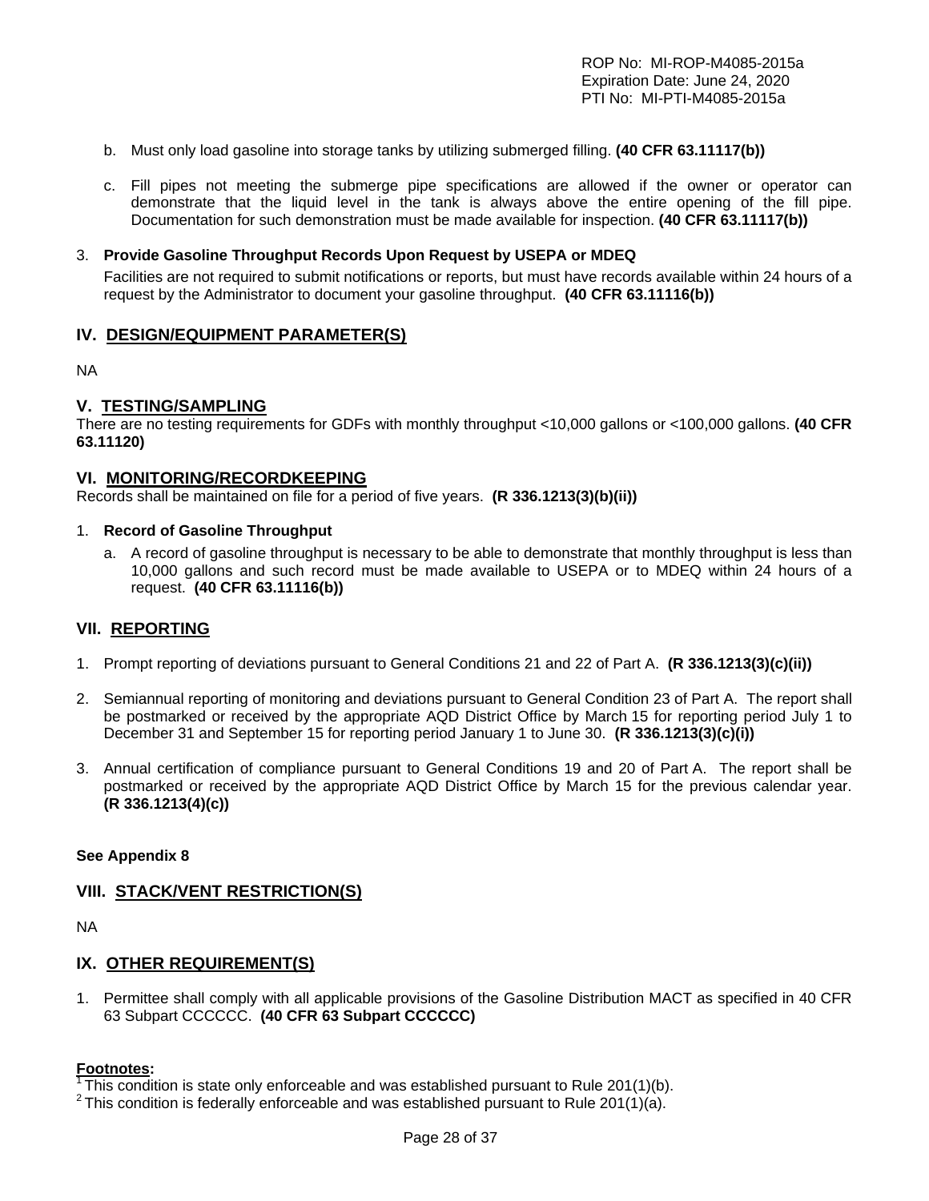b. Must only load gasoline into storage tanks by utilizing submerged filling. **(40 CFR 63.11117(b))**

c. Fill pipes not meeting the submerge pipe specifications are allowed if the owner or operator can demonstrate that the liquid level in the tank is always above the entire opening of the fill pipe. Documentation for such demonstration must be made available for inspection. **(40 CFR 63.11117(b))**

3. **Provide Gasoline Throughput Records Upon Request by USEPA or MDEQ**

   Facilities are not required to submit notifications or reports, but must have records available within 24 hours of a request by the Administrator to document your gasoline throughput. **(40 CFR 63.11116(b))**

## IV. DESIGN/EQUIPMENT PARAMETER(S)

NA

## V. TESTING/SAMPLING

There are no testing requirements for GDFs with monthly throughput <10,000 gallons or <100,000 gallons. **(40 CFR 63.11120)**

## VI. MONITORING/RECORDKEEPING

Records shall be maintained on file for a period of five years. **(R 336.1213(3)(b)(ii))**

1. **Record of Gasoline Throughput**

   a. A record of gasoline throughput is necessary to be able to demonstrate that monthly throughput is less than 10,000 gallons and such record must be made available to USEPA or to MDEQ within 24 hours of a request. **(40 CFR 63.11116(b))**

## VII. REPORTING

1. Prompt reporting of deviations pursuant to General Conditions 21 and 22 of Part A. **(R 336.1213(3)(c)(ii))**

2. Semiannual reporting of monitoring and deviations pursuant to General Condition 23 of Part A. The report shall be postmarked or received by the appropriate AQD District Office by March 15 for reporting period July 1 to December 31 and September 15 for reporting period January 1 to June 30. **(R 336.1213(3)(c)(i))**

3. Annual certification of compliance pursuant to General Conditions 19 and 20 of Part A. The report shall be postmarked or received by the appropriate AQD District Office by March 15 for the previous calendar year. **(R 336.1213(4)(c))**

**See Appendix 8**

## VIII. STACK/VENT RESTRICTION(S)

NA

## IX. OTHER REQUIREMENT(S)

1. Permittee shall comply with all applicable provisions of the Gasoline Distribution MACT as specified in 40 CFR 63 Subpart CCCCCC. **(40 CFR 63 Subpart CCCCCC)**

**Footnotes:**

[1] This condition is state only enforceable and was established pursuant to Rule 201(1)(b).

[2] This condition is federally enforceable and was established pursuant to Rule 201(1)(a).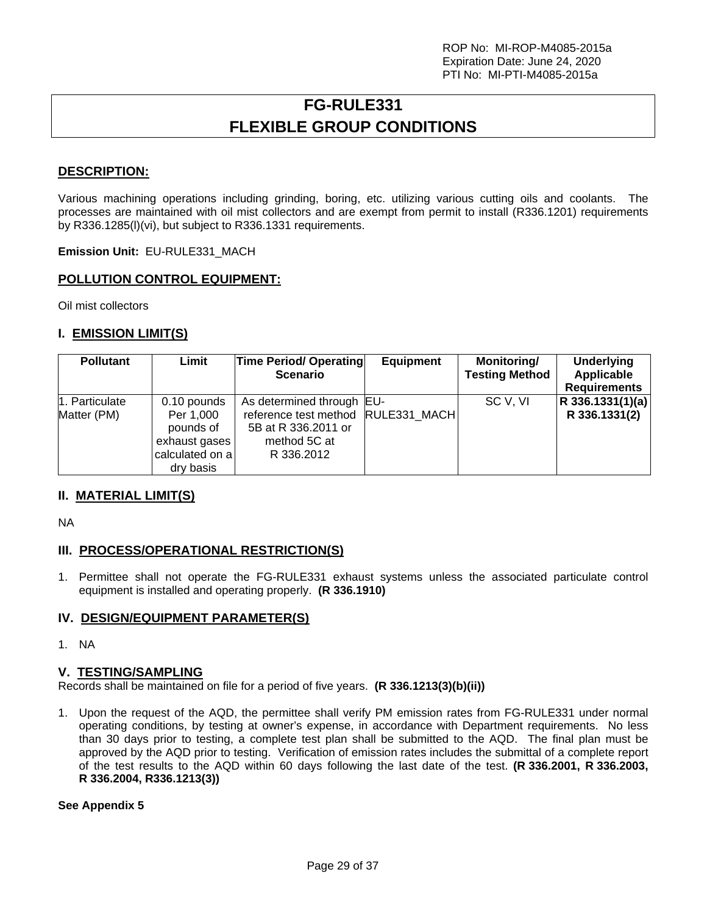ROP No: MI-ROP-M4085-2015a
Expiration Date: June 24, 2020
PTI No: MI-PTI-M4085-2015a

# FG-RULE331
# FLEXIBLE GROUP CONDITIONS

## DESCRIPTION:

Various machining operations including grinding, boring, etc. utilizing various cutting oils and coolants. The processes are maintained with oil mist collectors and are exempt from permit to install (R336.1201) requirements by R336.1285(l)(vi), but subject to R336.1331 requirements.

**Emission Unit:** EU-RULE331_MACH

## POLLUTION CONTROL EQUIPMENT:

Oil mist collectors

## I. EMISSION LIMIT(S)

| Pollutant | Limit | Time Period/ Operating Scenario | Equipment | Monitoring/ Testing Method | Underlying Applicable Requirements |
|---|---|---|---|---|---|
| 1. Particulate Matter (PM) | 0.10 pounds Per 1,000 pounds of exhaust gases calculated on a dry basis | As determined through reference test method 5B at R 336.2011 or method 5C at R 336.2012 | EU-RULE331_MACH | SC V, VI | **R 336.1331(1)(a) R 336.1331(2)** |

## II. MATERIAL LIMIT(S)

NA

## III. PROCESS/OPERATIONAL RESTRICTION(S)

1. Permittee shall not operate the FG-RULE331 exhaust systems unless the associated particulate control equipment is installed and operating properly. **(R 336.1910)**

## IV. DESIGN/EQUIPMENT PARAMETER(S)

1. NA

## V. TESTING/SAMPLING

Records shall be maintained on file for a period of five years. **(R 336.1213(3)(b)(ii))**

1. Upon the request of the AQD, the permittee shall verify PM emission rates from FG-RULE331 under normal operating conditions, by testing at owner's expense, in accordance with Department requirements. No less than 30 days prior to testing, a complete test plan shall be submitted to the AQD. The final plan must be approved by the AQD prior to testing. Verification of emission rates includes the submittal of a complete report of the test results to the AQD within 60 days following the last date of the test. **(R 336.2001, R 336.2003, R 336.2004, R336.1213(3))**

**See Appendix 5**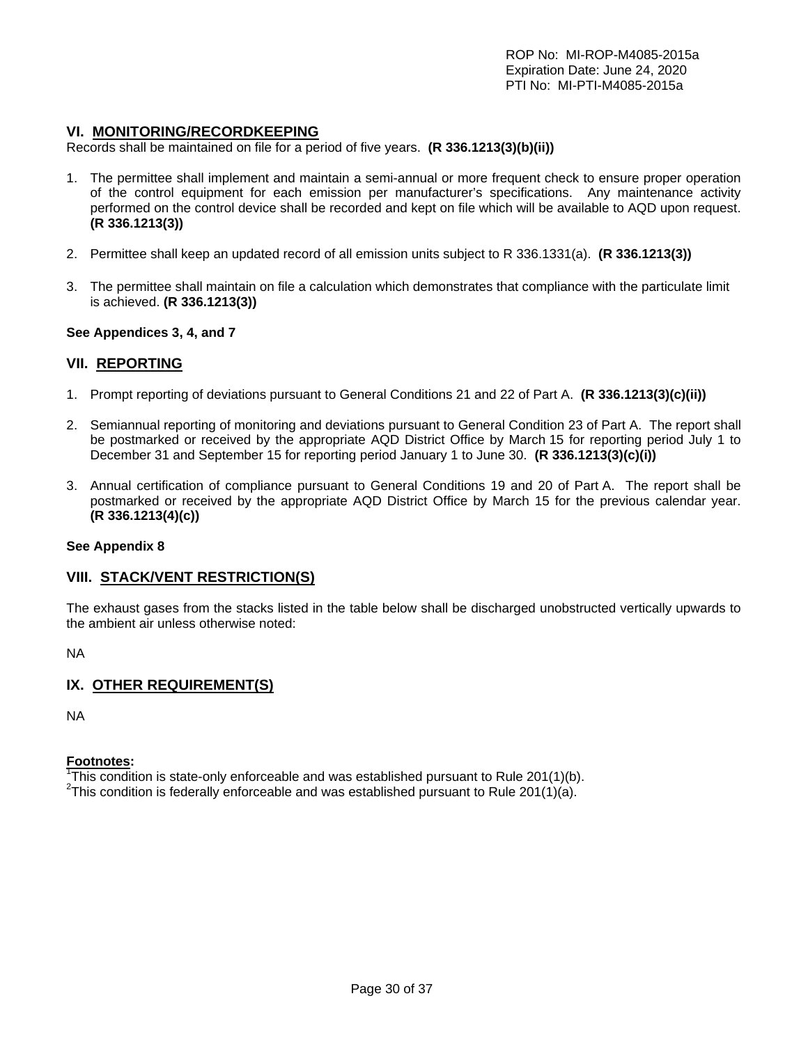## VI. MONITORING/RECORDKEEPING

Records shall be maintained on file for a period of five years. **(R 336.1213(3)(b)(ii))**

1. The permittee shall implement and maintain a semi-annual or more frequent check to ensure proper operation of the control equipment for each emission per manufacturer's specifications. Any maintenance activity performed on the control device shall be recorded and kept on file which will be available to AQD upon request. **(R 336.1213(3))**

2. Permittee shall keep an updated record of all emission units subject to R 336.1331(a). **(R 336.1213(3))**

3. The permittee shall maintain on file a calculation which demonstrates that compliance with the particulate limit is achieved. **(R 336.1213(3))**

**See Appendices 3, 4, and 7**

## VII. REPORTING

1. Prompt reporting of deviations pursuant to General Conditions 21 and 22 of Part A. **(R 336.1213(3)(c)(ii))**

2. Semiannual reporting of monitoring and deviations pursuant to General Condition 23 of Part A. The report shall be postmarked or received by the appropriate AQD District Office by March 15 for reporting period July 1 to December 31 and September 15 for reporting period January 1 to June 30. **(R 336.1213(3)(c)(i))**

3. Annual certification of compliance pursuant to General Conditions 19 and 20 of Part A. The report shall be postmarked or received by the appropriate AQD District Office by March 15 for the previous calendar year. **(R 336.1213(4)(c))**

**See Appendix 8**

## VIII. STACK/VENT RESTRICTION(S)

The exhaust gases from the stacks listed in the table below shall be discharged unobstructed vertically upwards to the ambient air unless otherwise noted:

NA

## IX. OTHER REQUIREMENT(S)

NA

**Footnotes:**

[1]This condition is state-only enforceable and was established pursuant to Rule 201(1)(b).
[2]This condition is federally enforceable and was established pursuant to Rule 201(1)(a).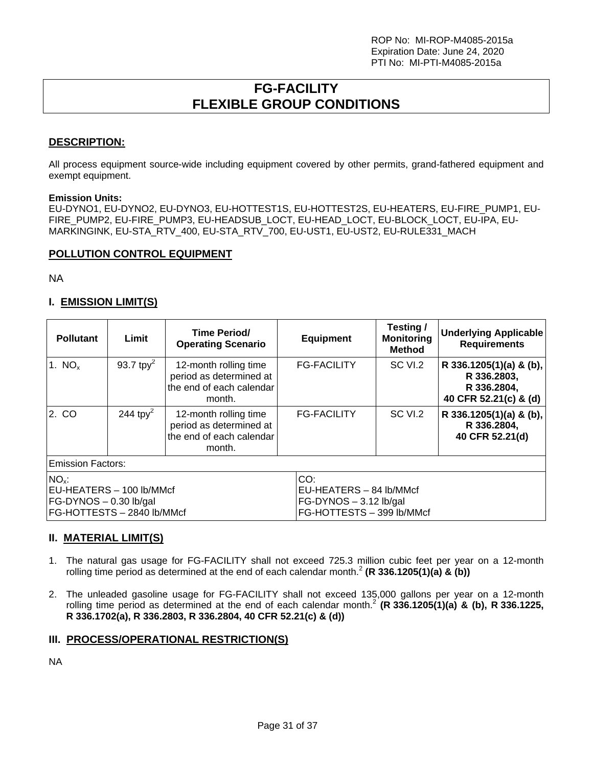ROP No: MI-ROP-M4085-2015a
Expiration Date: June 24, 2020
PTI No: MI-PTI-M4085-2015a

# FG-FACILITY FLEXIBLE GROUP CONDITIONS

## DESCRIPTION:

All process equipment source-wide including equipment covered by other permits, grand-fathered equipment and exempt equipment.

**Emission Units:**
EU-DYNO1, EU-DYNO2, EU-DYNO3, EU-HOTTEST1S, EU-HOTTEST2S, EU-HEATERS, EU-FIRE_PUMP1, EU-FIRE_PUMP2, EU-FIRE_PUMP3, EU-HEADSUB_LOCT, EU-HEAD_LOCT, EU-BLOCK_LOCT, EU-IPA, EU-MARKINGINK, EU-STA_RTV_400, EU-STA_RTV_700, EU-UST1, EU-UST2, EU-RULE331_MACH

## POLLUTION CONTROL EQUIPMENT

NA

## I. EMISSION LIMIT(S)

| Pollutant | Limit | Time Period/ Operating Scenario | Equipment | Testing / Monitoring Method | Underlying Applicable Requirements |
|---|---|---|---|---|---|
| 1. $NO_x$ | 93.7 tpy[2] | 12-month rolling time period as determined at the end of each calendar month. | FG-FACILITY | SC VI.2 | **R 336.1205(1)(a) & (b), R 336.2803, R 336.2804, 40 CFR 52.21(c) & (d)** |
| 2. CO | 244 tpy[2] | 12-month rolling time period as determined at the end of each calendar month. | FG-FACILITY | SC VI.2 | **R 336.1205(1)(a) & (b), R 336.2804, 40 CFR 52.21(d)** |
| Emission Factors: | | | | | |
| $NO_x$:<br>EU-HEATERS – 100 lb/MMcf<br>FG-DYNOS – 0.30 lb/gal<br>FG-HOTTESTS – 2840 lb/MMcf | | | CO:<br>EU-HEATERS – 84 lb/MMcf<br>FG-DYNOS – 3.12 lb/gal<br>FG-HOTTESTS – 399 lb/MMcf | | |

## II. MATERIAL LIMIT(S)

1. The natural gas usage for FG-FACILITY shall not exceed 725.3 million cubic feet per year on a 12-month rolling time period as determined at the end of each calendar month.[2] **(R 336.1205(1)(a) & (b))**

2. The unleaded gasoline usage for FG-FACILITY shall not exceed 135,000 gallons per year on a 12-month rolling time period as determined at the end of each calendar month.[2] **(R 336.1205(1)(a) & (b), R 336.1225, R 336.1702(a), R 336.2803, R 336.2804, 40 CFR 52.21(c) & (d))**

## III. PROCESS/OPERATIONAL RESTRICTION(S)

NA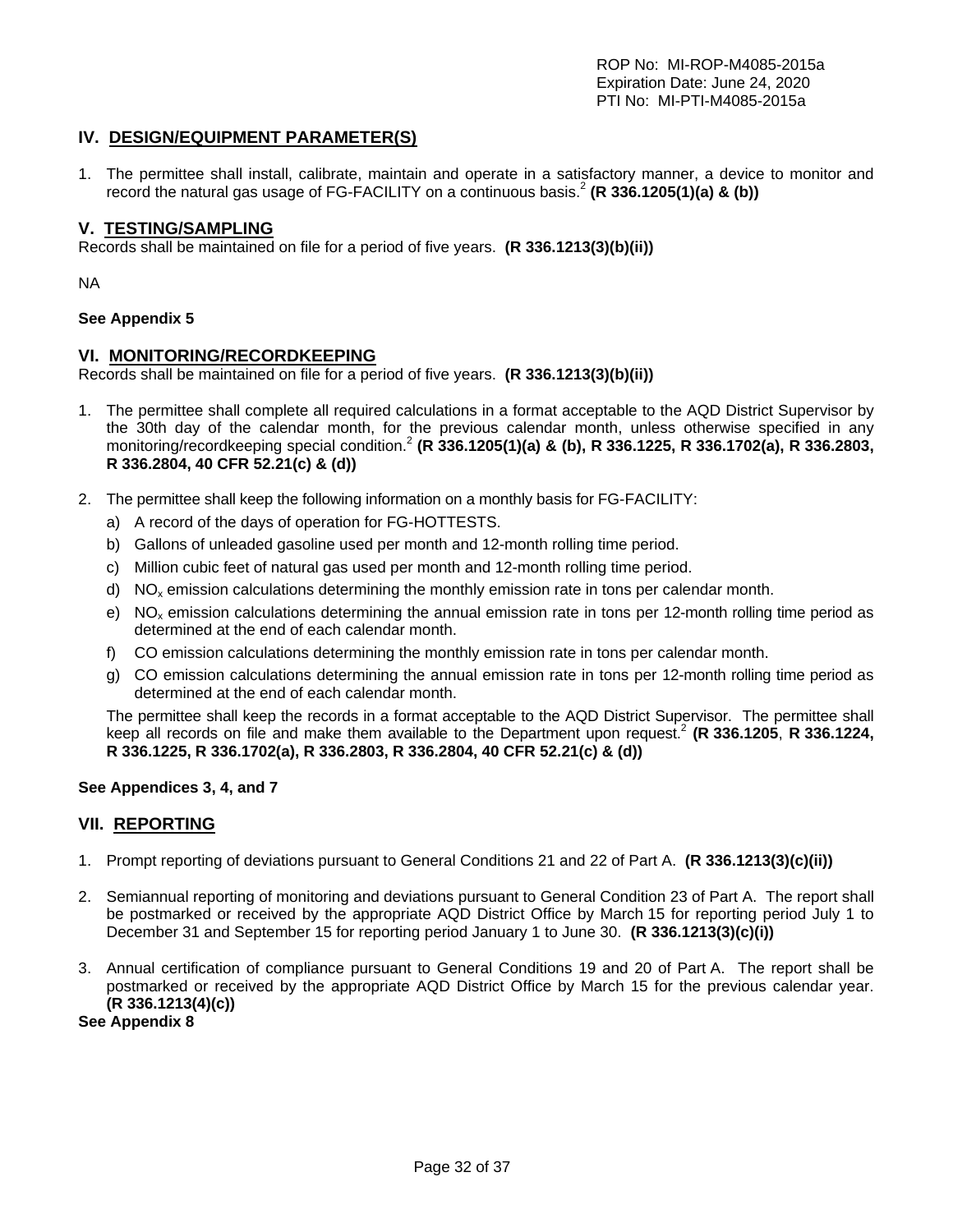## IV. DESIGN/EQUIPMENT PARAMETER(S)

1. The permittee shall install, calibrate, maintain and operate in a satisfactory manner, a device to monitor and record the natural gas usage of FG-FACILITY on a continuous basis.[2] **(R 336.1205(1)(a) & (b))**

## V. TESTING/SAMPLING

Records shall be maintained on file for a period of five years. **(R 336.1213(3)(b)(ii))**

NA

**See Appendix 5**

## VI. MONITORING/RECORDKEEPING

Records shall be maintained on file for a period of five years. **(R 336.1213(3)(b)(ii))**

1. The permittee shall complete all required calculations in a format acceptable to the AQD District Supervisor by the 30th day of the calendar month, for the previous calendar month, unless otherwise specified in any monitoring/recordkeeping special condition.[2] **(R 336.1205(1)(a) & (b), R 336.1225, R 336.1702(a), R 336.2803, R 336.2804, 40 CFR 52.21(c) & (d))**

2. The permittee shall keep the following information on a monthly basis for FG-FACILITY:
   a) A record of the days of operation for FG-HOTTESTS.
   b) Gallons of unleaded gasoline used per month and 12-month rolling time period.
   c) Million cubic feet of natural gas used per month and 12-month rolling time period.
   d) $NO_x$ emission calculations determining the monthly emission rate in tons per calendar month.
   e) $NO_x$ emission calculations determining the annual emission rate in tons per 12-month rolling time period as determined at the end of each calendar month.
   f) CO emission calculations determining the monthly emission rate in tons per calendar month.
   g) CO emission calculations determining the annual emission rate in tons per 12-month rolling time period as determined at the end of each calendar month.

   The permittee shall keep the records in a format acceptable to the AQD District Supervisor. The permittee shall keep all records on file and make them available to the Department upon request.[2] **(R 336.1205, R 336.1224, R 336.1225, R 336.1702(a), R 336.2803, R 336.2804, 40 CFR 52.21(c) & (d))**

**See Appendices 3, 4, and 7**

## VII. REPORTING

1. Prompt reporting of deviations pursuant to General Conditions 21 and 22 of Part A. **(R 336.1213(3)(c)(ii))**

2. Semiannual reporting of monitoring and deviations pursuant to General Condition 23 of Part A. The report shall be postmarked or received by the appropriate AQD District Office by March 15 for reporting period July 1 to December 31 and September 15 for reporting period January 1 to June 30. **(R 336.1213(3)(c)(i))**

3. Annual certification of compliance pursuant to General Conditions 19 and 20 of Part A. The report shall be postmarked or received by the appropriate AQD District Office by March 15 for the previous calendar year. **(R 336.1213(4)(c))**

**See Appendix 8**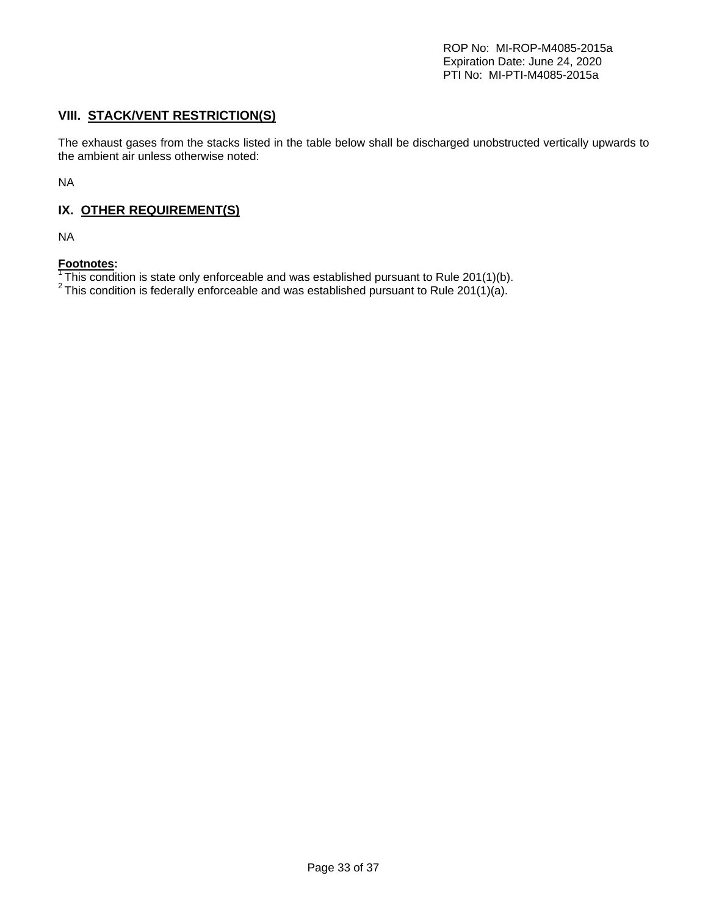## VIII. STACK/VENT RESTRICTION(S)

The exhaust gases from the stacks listed in the table below shall be discharged unobstructed vertically upwards to the ambient air unless otherwise noted:

NA

## IX. OTHER REQUIREMENT(S)

NA

**Footnotes:**

[1] This condition is state only enforceable and was established pursuant to Rule 201(1)(b).
[2] This condition is federally enforceable and was established pursuant to Rule 201(1)(a).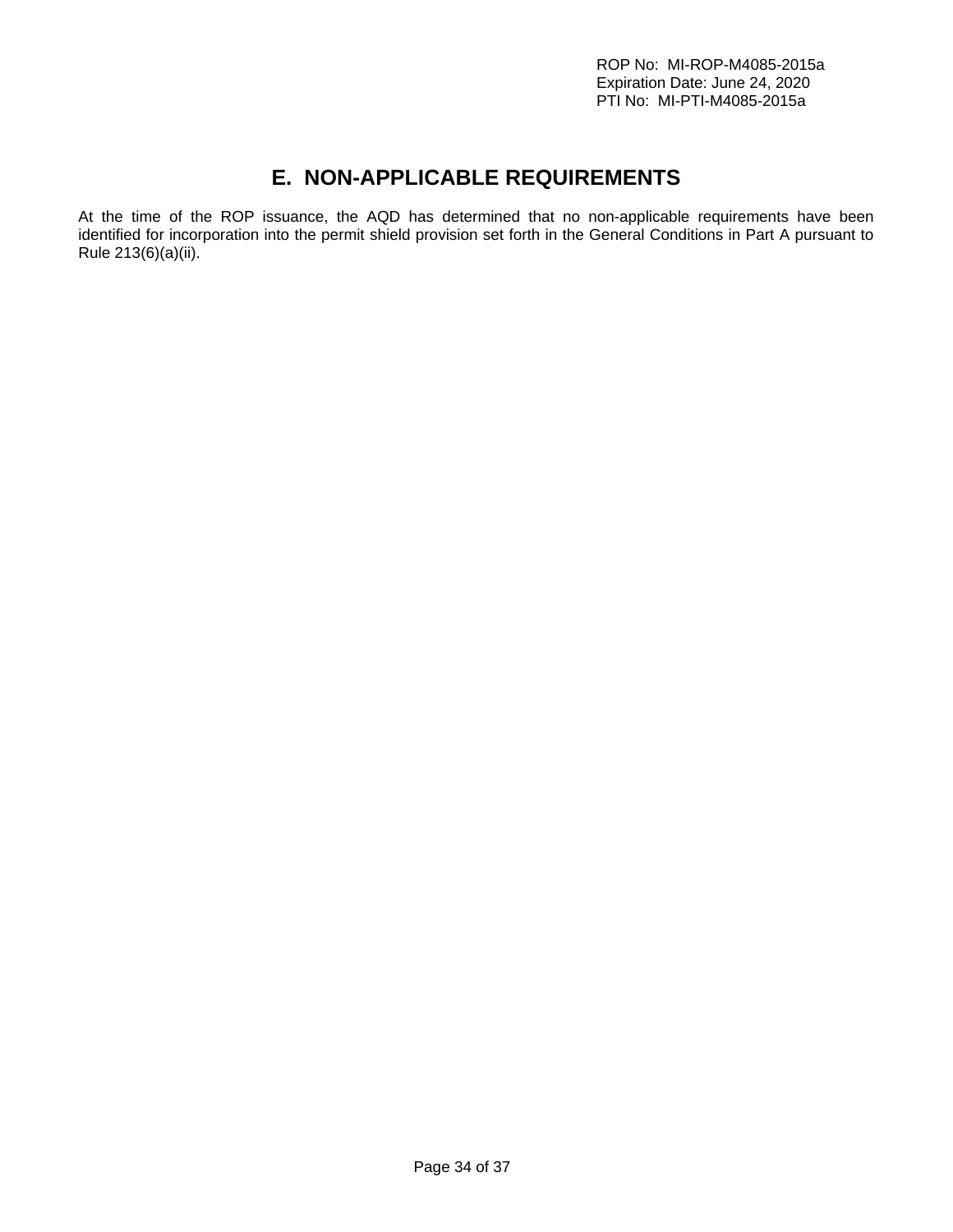# E. NON-APPLICABLE REQUIREMENTS

At the time of the ROP issuance, the AQD has determined that no non-applicable requirements have been identified for incorporation into the permit shield provision set forth in the General Conditions in Part A pursuant to Rule 213(6)(a)(ii).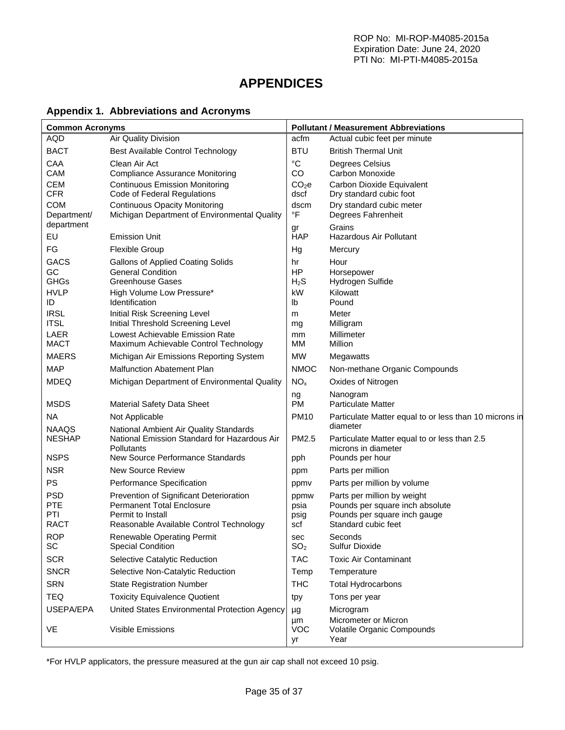ROP No: MI-ROP-M4085-2015a
Expiration Date: June 24, 2020
PTI No: MI-PTI-M4085-2015a

# APPENDICES

## Appendix 1. Abbreviations and Acronyms

| Common Acronyms | | Pollutant / Measurement Abbreviations | |
|---|---|---|---|
| AQD | Air Quality Division | acfm | Actual cubic feet per minute |
| BACT | Best Available Control Technology | BTU | British Thermal Unit |
| CAA | Clean Air Act | °C | Degrees Celsius |
| CAM | Compliance Assurance Monitoring | CO | Carbon Monoxide |
| CEM | Continuous Emission Monitoring | $CO_2e$ | Carbon Dioxide Equivalent |
| CFR | Code of Federal Regulations | dscf | Dry standard cubic foot |
| COM | Continuous Opacity Monitoring | dscm | Dry standard cubic meter |
| Department/ department | Michigan Department of Environmental Quality | °F | Degrees Fahrenheit |
| | | gr | Grains |
| EU | Emission Unit | HAP | Hazardous Air Pollutant |
| FG | Flexible Group | Hg | Mercury |
| GACS | Gallons of Applied Coating Solids | hr | Hour |
| GC | General Condition | HP | Horsepower |
| GHGs | Greenhouse Gases | $H_2S$ | Hydrogen Sulfide |
| HVLP | High Volume Low Pressure* | kW | Kilowatt |
| ID | Identification | lb | Pound |
| IRSL | Initial Risk Screening Level | m | Meter |
| ITSL | Initial Threshold Screening Level | mg | Milligram |
| LAER | Lowest Achievable Emission Rate | mm | Millimeter |
| MACT | Maximum Achievable Control Technology | MM | Million |
| MAERS | Michigan Air Emissions Reporting System | MW | Megawatts |
| MAP | Malfunction Abatement Plan | NMOC | Non-methane Organic Compounds |
| MDEQ | Michigan Department of Environmental Quality | $NO_x$ | Oxides of Nitrogen |
| | | ng | Nanogram |
| MSDS | Material Safety Data Sheet | PM | Particulate Matter |
| NA | Not Applicable | PM10 | Particulate Matter equal to or less than 10 microns in diameter |
| NAAQS | National Ambient Air Quality Standards | | |
| NESHAP | National Emission Standard for Hazardous Air Pollutants | PM2.5 | Particulate Matter equal to or less than 2.5 microns in diameter |
| NSPS | New Source Performance Standards | pph | Pounds per hour |
| NSR | New Source Review | ppm | Parts per million |
| PS | Performance Specification | ppmv | Parts per million by volume |
| PSD | Prevention of Significant Deterioration | ppmw | Parts per million by weight |
| PTE | Permanent Total Enclosure | psia | Pounds per square inch absolute |
| PTI | Permit to Install | psig | Pounds per square inch gauge |
| RACT | Reasonable Available Control Technology | scf | Standard cubic feet |
| ROP | Renewable Operating Permit | sec | Seconds |
| SC | Special Condition | $SO_2$ | Sulfur Dioxide |
| SCR | Selective Catalytic Reduction | TAC | Toxic Air Contaminant |
| SNCR | Selective Non-Catalytic Reduction | Temp | Temperature |
| SRN | State Registration Number | THC | Total Hydrocarbons |
| TEQ | Toxicity Equivalence Quotient | tpy | Tons per year |
| USEPA/EPA | United States Environmental Protection Agency | µg | Microgram |
| | | µm | Micrometer or Micron |
| VE | Visible Emissions | VOC | Volatile Organic Compounds |
| | | yr | Year |

*For HVLP applicators, the pressure measured at the gun air cap shall not exceed 10 psig.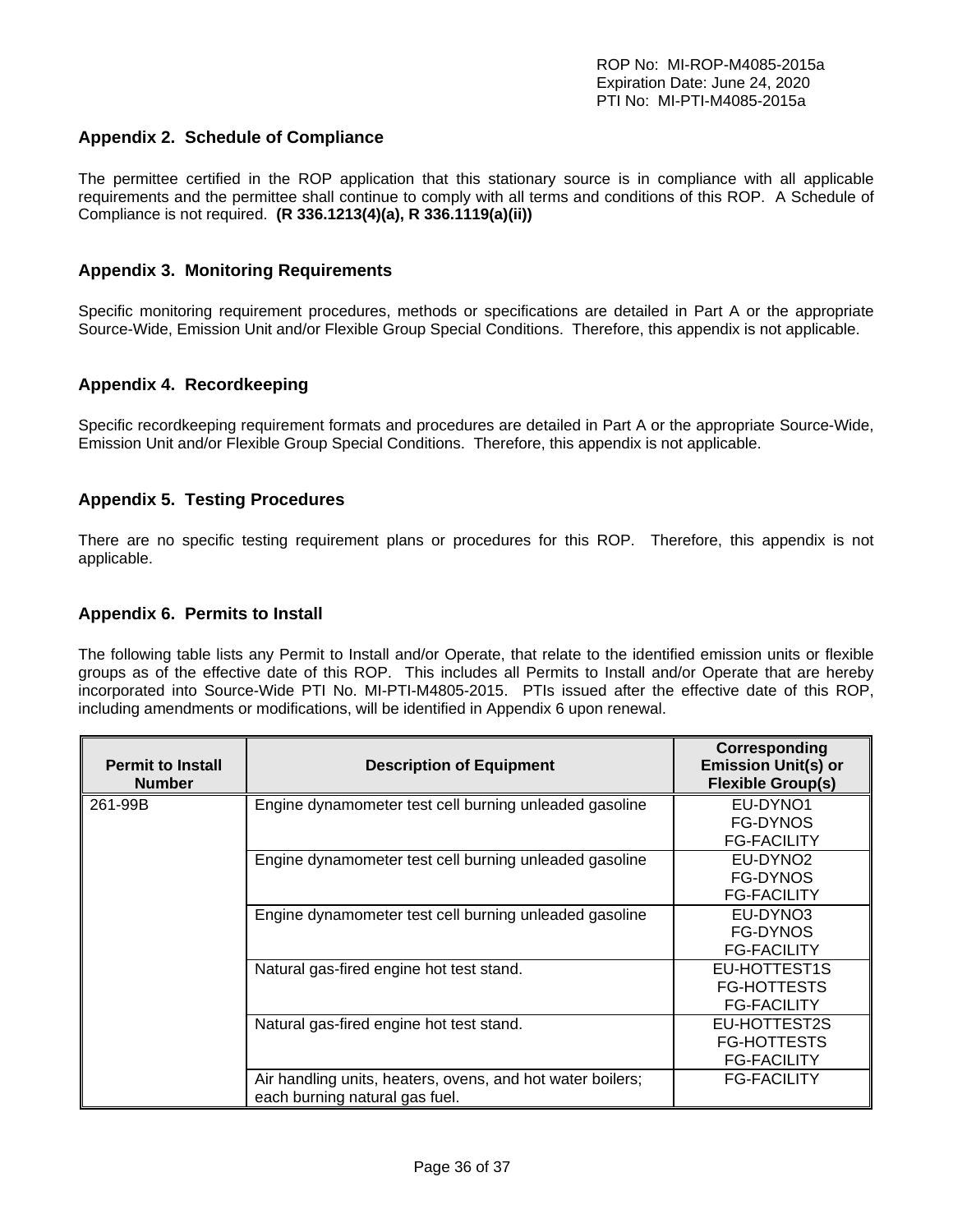## Appendix 2. Schedule of Compliance

The permittee certified in the ROP application that this stationary source is in compliance with all applicable requirements and the permittee shall continue to comply with all terms and conditions of this ROP. A Schedule of Compliance is not required. **(R 336.1213(4)(a), R 336.1119(a)(ii))**

## Appendix 3. Monitoring Requirements

Specific monitoring requirement procedures, methods or specifications are detailed in Part A or the appropriate Source-Wide, Emission Unit and/or Flexible Group Special Conditions. Therefore, this appendix is not applicable.

## Appendix 4. Recordkeeping

Specific recordkeeping requirement formats and procedures are detailed in Part A or the appropriate Source-Wide, Emission Unit and/or Flexible Group Special Conditions. Therefore, this appendix is not applicable.

## Appendix 5. Testing Procedures

There are no specific testing requirement plans or procedures for this ROP. Therefore, this appendix is not applicable.

## Appendix 6. Permits to Install

The following table lists any Permit to Install and/or Operate, that relate to the identified emission units or flexible groups as of the effective date of this ROP. This includes all Permits to Install and/or Operate that are hereby incorporated into Source-Wide PTI No. MI-PTI-M4805-2015. PTIs issued after the effective date of this ROP, including amendments or modifications, will be identified in Appendix 6 upon renewal.

| Permit to Install Number | Description of Equipment | Corresponding Emission Unit(s) or Flexible Group(s) |
|---|---|---|
| 261-99B | Engine dynamometer test cell burning unleaded gasoline | EU-DYNO1<br>FG-DYNOS<br>FG-FACILITY |
| | Engine dynamometer test cell burning unleaded gasoline | EU-DYNO2<br>FG-DYNOS<br>FG-FACILITY |
| | Engine dynamometer test cell burning unleaded gasoline | EU-DYNO3<br>FG-DYNOS<br>FG-FACILITY |
| | Natural gas-fired engine hot test stand. | EU-HOTTEST1S<br>FG-HOTTESTS<br>FG-FACILITY |
| | Natural gas-fired engine hot test stand. | EU-HOTTEST2S<br>FG-HOTTESTS<br>FG-FACILITY |
| | Air handling units, heaters, ovens, and hot water boilers; each burning natural gas fuel. | FG-FACILITY |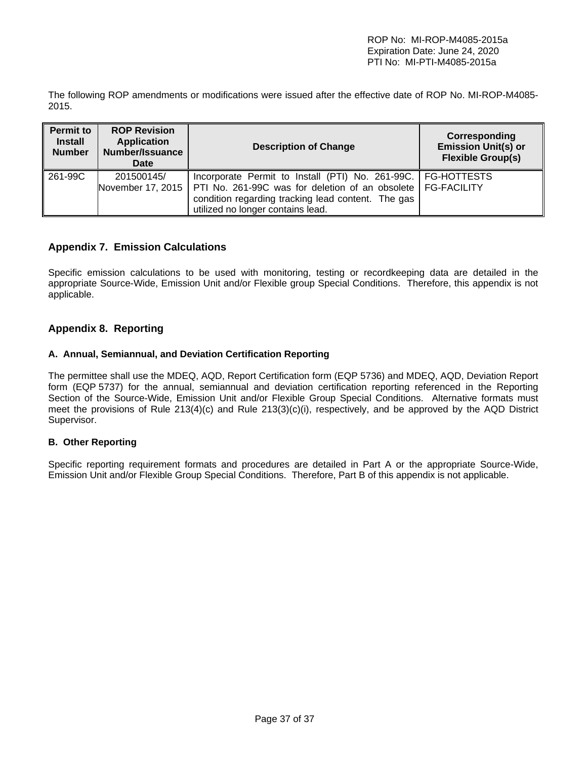The following ROP amendments or modifications were issued after the effective date of ROP No. MI-ROP-M4085-2015.

| Permit to Install Number | ROP Revision Application Number/Issuance Date | Description of Change | Corresponding Emission Unit(s) or Flexible Group(s) |
|---|---|---|---|
| 261-99C | 201500145/ November 17, 2015 | Incorporate Permit to Install (PTI) No. 261-99C. PTI No. 261-99C was for deletion of an obsolete condition regarding tracking lead content. The gas utilized no longer contains lead. | FG-HOTTESTS FG-FACILITY |

## Appendix 7. Emission Calculations

Specific emission calculations to be used with monitoring, testing or recordkeeping data are detailed in the appropriate Source-Wide, Emission Unit and/or Flexible group Special Conditions. Therefore, this appendix is not applicable.

## Appendix 8. Reporting

### A. Annual, Semiannual, and Deviation Certification Reporting

The permittee shall use the MDEQ, AQD, Report Certification form (EQP 5736) and MDEQ, AQD, Deviation Report form (EQP 5737) for the annual, semiannual and deviation certification reporting referenced in the Reporting Section of the Source-Wide, Emission Unit and/or Flexible Group Special Conditions. Alternative formats must meet the provisions of Rule 213(4)(c) and Rule 213(3)(c)(i), respectively, and be approved by the AQD District Supervisor.

### B. Other Reporting

Specific reporting requirement formats and procedures are detailed in Part A or the appropriate Source-Wide, Emission Unit and/or Flexible Group Special Conditions. Therefore, Part B of this appendix is not applicable.